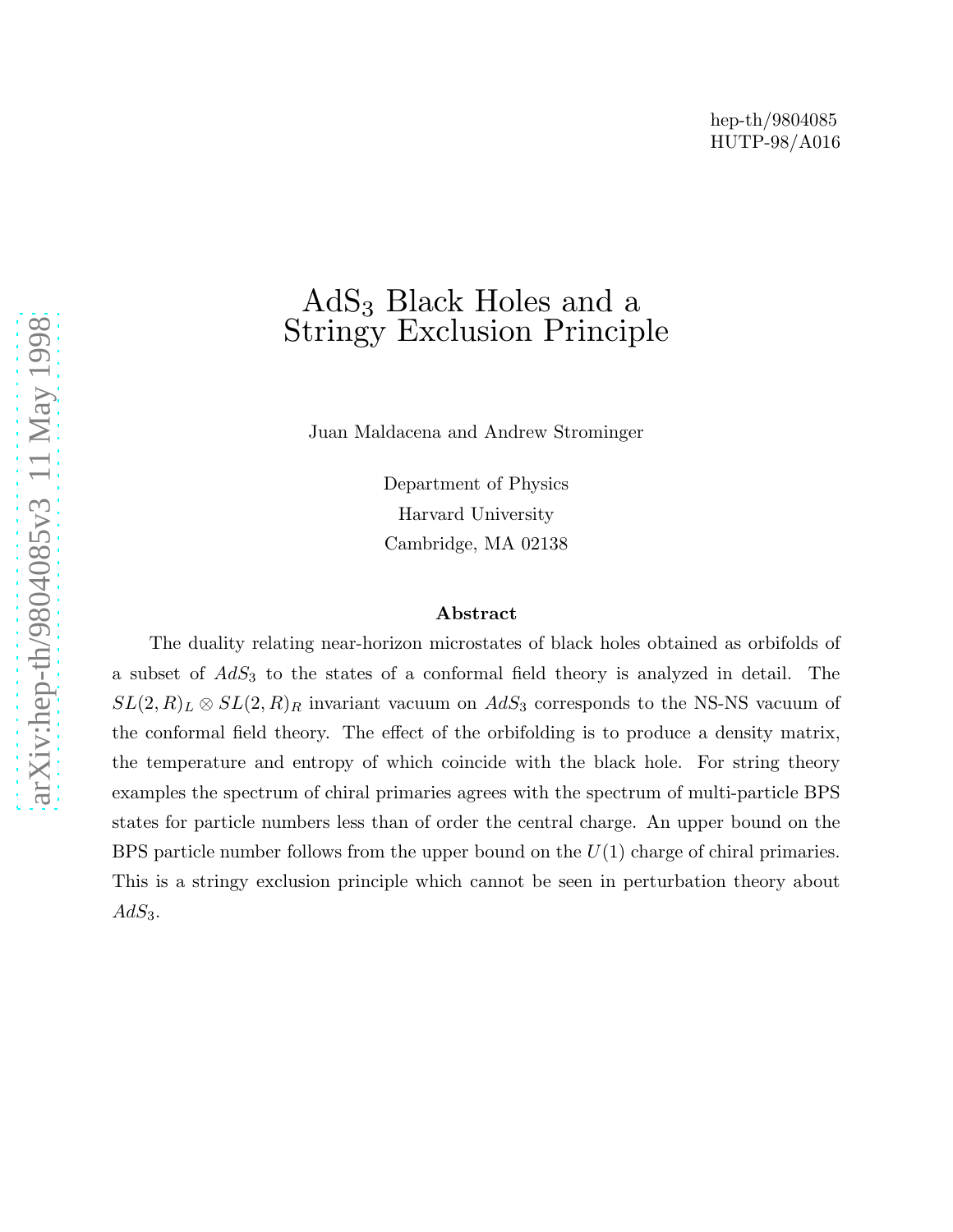hep-th/9804085
HUTP-98/A016

# $\mathrm{AdS}_3$ Black Holes and a Stringy Exclusion Principle

Juan Maldacena and Andrew Strominger

Department of Physics
Harvard University
Cambridge, MA 02138

**Abstract**

The duality relating near-horizon microstates of black holes obtained as orbifolds of a subset of $AdS_3$ to the states of a conformal field theory is analyzed in detail. The $SL(2,R)_L \otimes SL(2,R)_R$ invariant vacuum on $AdS_3$ corresponds to the NS-NS vacuum of the conformal field theory. The effect of the orbifolding is to produce a density matrix, the temperature and entropy of which coincide with the black hole. For string theory examples the spectrum of chiral primaries agrees with the spectrum of multi-particle BPS states for particle numbers less than of order the central charge. An upper bound on the BPS particle number follows from the upper bound on the $U(1)$ charge of chiral primaries. This is a stringy exclusion principle which cannot be seen in perturbation theory about $AdS_3$.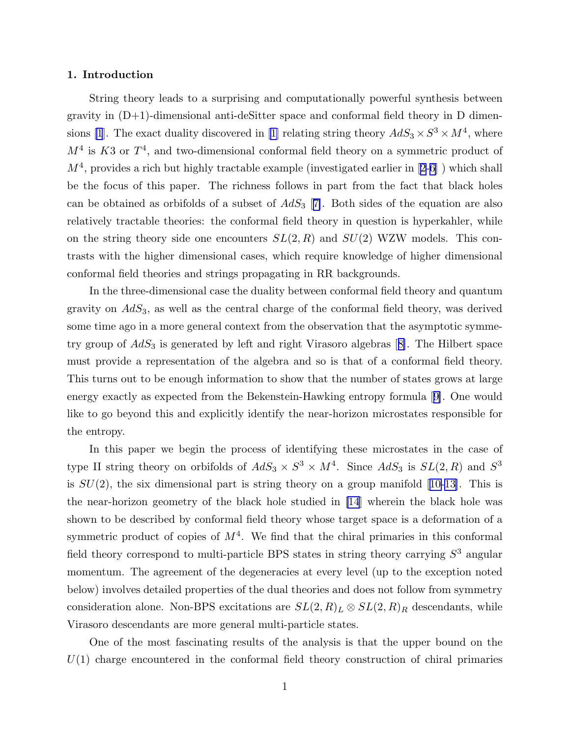## 1. Introduction

String theory leads to a surprising and computationally powerful synthesis between gravity in (D+1)-dimensional anti-deSitter space and conformal field theory in D dimensions [1]. The exact duality discovered in [1] relating string theory $AdS_3 \times S^3 \times M^4$, where $M^4$ is $K3$ or $T^4$, and two-dimensional conformal field theory on a symmetric product of $M^4$, provides a rich but highly tractable example (investigated earlier in [2-6] ) which shall be the focus of this paper. The richness follows in part from the fact that black holes can be obtained as orbifolds of a subset of $AdS_3$ [7]. Both sides of the equation are also relatively tractable theories: the conformal field theory in question is hyperkahler, while on the string theory side one encounters $SL(2,R)$ and $SU(2)$ WZW models. This contrasts with the higher dimensional cases, which require knowledge of higher dimensional conformal field theories and strings propagating in RR backgrounds.

In the three-dimensional case the duality between conformal field theory and quantum gravity on $AdS_3$, as well as the central charge of the conformal field theory, was derived some time ago in a more general context from the observation that the asymptotic symmetry group of $AdS_3$ is generated by left and right Virasoro algebras [8]. The Hilbert space must provide a representation of the algebra and so is that of a conformal field theory. This turns out to be enough information to show that the number of states grows at large energy exactly as expected from the Bekenstein-Hawking entropy formula [9]. One would like to go beyond this and explicitly identify the near-horizon microstates responsible for the entropy.

In this paper we begin the process of identifying these microstates in the case of type II string theory on orbifolds of $AdS_3 \times S^3 \times M^4$. Since $AdS_3$ is $SL(2,R)$ and $S^3$ is $SU(2)$, the six dimensional part is string theory on a group manifold [10-13]. This is the near-horizon geometry of the black hole studied in [14] wherein the black hole was shown to be described by conformal field theory whose target space is a deformation of a symmetric product of copies of $M^4$. We find that the chiral primaries in this conformal field theory correspond to multi-particle BPS states in string theory carrying $S^3$ angular momentum. The agreement of the degeneracies at every level (up to the exception noted below) involves detailed properties of the dual theories and does not follow from symmetry consideration alone. Non-BPS excitations are $SL(2,R)_L \otimes SL(2,R)_R$ descendants, while Virasoro descendants are more general multi-particle states.

One of the most fascinating results of the analysis is that the upper bound on the $U(1)$ charge encountered in the conformal field theory construction of chiral primaries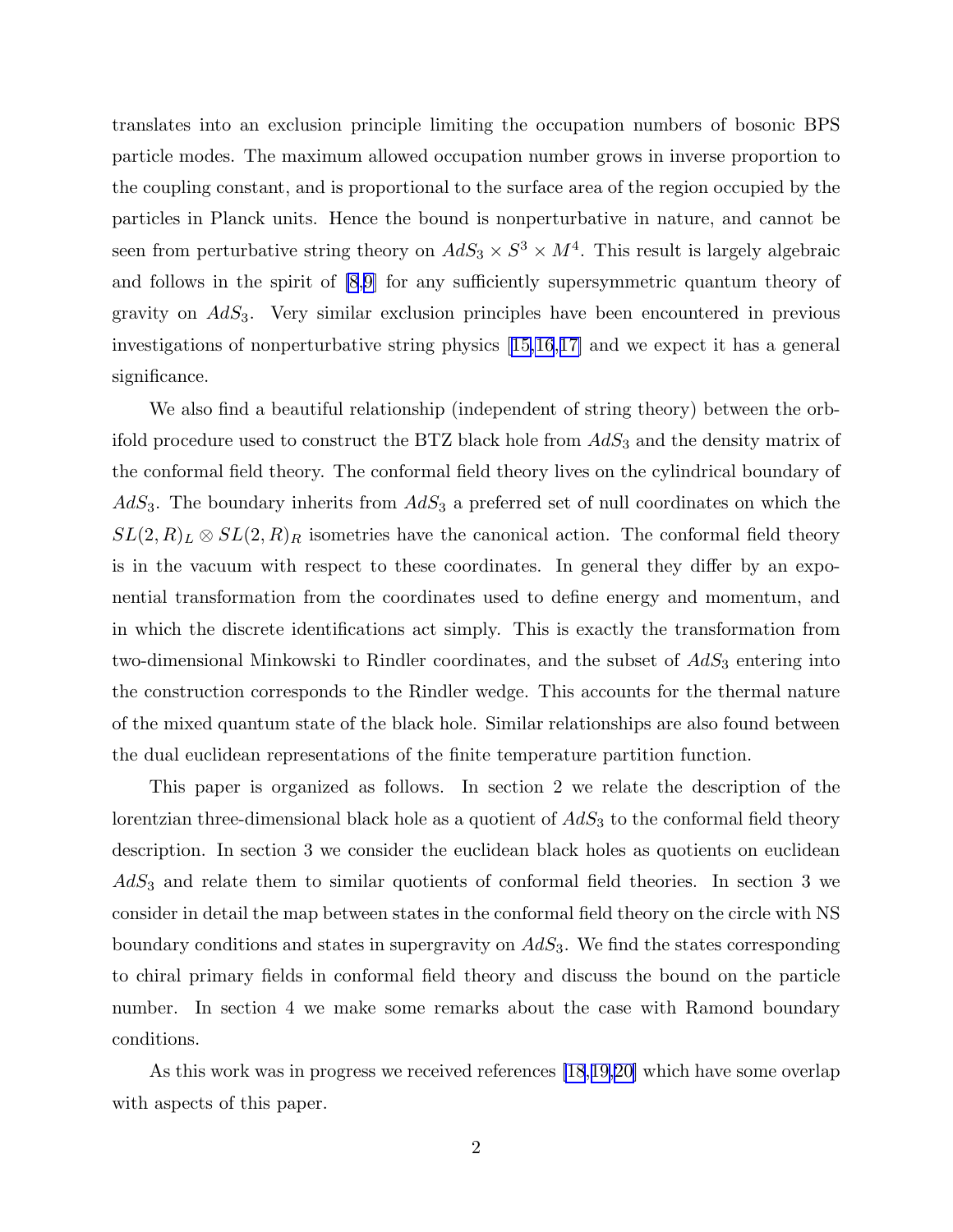translates into an exclusion principle limiting the occupation numbers of bosonic BPS particle modes. The maximum allowed occupation number grows in inverse proportion to the coupling constant, and is proportional to the surface area of the region occupied by the particles in Planck units. Hence the bound is nonperturbative in nature, and cannot be seen from perturbative string theory on $AdS_3 \times S^3 \times M^4$. This result is largely algebraic and follows in the spirit of [8,9] for any sufficiently supersymmetric quantum theory of gravity on $AdS_3$. Very similar exclusion principles have been encountered in previous investigations of nonperturbative string physics [15,16,17] and we expect it has a general significance.

We also find a beautiful relationship (independent of string theory) between the orbifold procedure used to construct the BTZ black hole from $AdS_3$ and the density matrix of the conformal field theory. The conformal field theory lives on the cylindrical boundary of $AdS_3$. The boundary inherits from $AdS_3$ a preferred set of null coordinates on which the $SL(2,R)_L \otimes SL(2,R)_R$ isometries have the canonical action. The conformal field theory is in the vacuum with respect to these coordinates. In general they differ by an exponential transformation from the coordinates used to define energy and momentum, and in which the discrete identifications act simply. This is exactly the transformation from two-dimensional Minkowski to Rindler coordinates, and the subset of $AdS_3$ entering into the construction corresponds to the Rindler wedge. This accounts for the thermal nature of the mixed quantum state of the black hole. Similar relationships are also found between the dual euclidean representations of the finite temperature partition function.

This paper is organized as follows. In section 2 we relate the description of the lorentzian three-dimensional black hole as a quotient of $AdS_3$ to the conformal field theory description. In section 3 we consider the euclidean black holes as quotients on euclidean $AdS_3$ and relate them to similar quotients of conformal field theories. In section 3 we consider in detail the map between states in the conformal field theory on the circle with NS boundary conditions and states in supergravity on $AdS_3$. We find the states corresponding to chiral primary fields in conformal field theory and discuss the bound on the particle number. In section 4 we make some remarks about the case with Ramond boundary conditions.

As this work was in progress we received references [18,19,20] which have some overlap with aspects of this paper.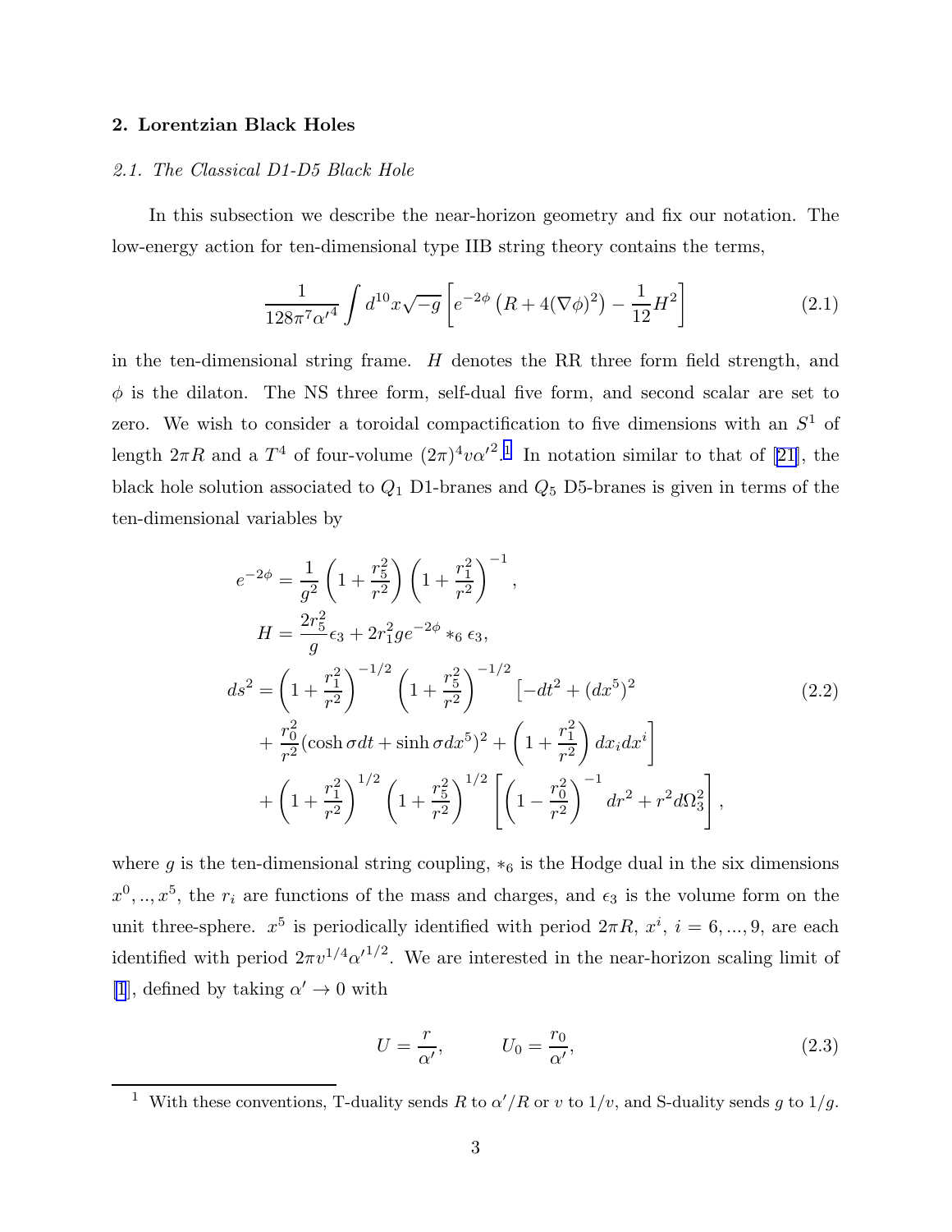## 2. Lorentzian Black Holes

### 2.1. The Classical D1-D5 Black Hole

In this subsection we describe the near-horizon geometry and fix our notation. The low-energy action for ten-dimensional type IIB string theory contains the terms,

$$\frac{1}{128\pi^7\alpha'^4}\int d^{10}x\sqrt{-g}\left[e^{-2\phi}\left(R+4(\nabla\phi)^2\right)-\frac{1}{12}H^2\right] \tag{2.1}$$

in the ten-dimensional string frame. $H$ denotes the RR three form field strength, and $\phi$ is the dilaton. The NS three form, self-dual five form, and second scalar are set to zero. We wish to consider a toroidal compactification to five dimensions with an $S^1$ of length $2\pi R$ and a $T^4$ of four-volume $(2\pi)^4 v\alpha'^2$.[1] In notation similar to that of [21], the black hole solution associated to $Q_1$ D1-branes and $Q_5$ D5-branes is given in terms of the ten-dimensional variables by

$$\begin{aligned}
e^{-2\phi} &= \frac{1}{g^2}\left(1+\frac{r_5^2}{r^2}\right)\left(1+\frac{r_1^2}{r^2}\right)^{-1},\\
H &= \frac{2r_5^2}{g}\epsilon_3 + 2r_1^2 g e^{-2\phi} *_6 \epsilon_3,\\
ds^2 &= \left(1+\frac{r_1^2}{r^2}\right)^{-1/2}\left(1+\frac{r_5^2}{r^2}\right)^{-1/2}\Big[-dt^2+(dx^5)^2\\
&\quad+\frac{r_0^2}{r^2}(\cosh\sigma dt+\sinh\sigma dx^5)^2+\left(1+\frac{r_1^2}{r^2}\right)dx_i dx^i\Big]\\
&\quad+\left(1+\frac{r_1^2}{r^2}\right)^{1/2}\left(1+\frac{r_5^2}{r^2}\right)^{1/2}\left[\left(1-\frac{r_0^2}{r^2}\right)^{-1}dr^2+r^2d\Omega_3^2\right],
\end{aligned} \tag{2.2}$$

where $g$ is the ten-dimensional string coupling, $*_6$ is the Hodge dual in the six dimensions $x^0,..,x^5$, the $r_i$ are functions of the mass and charges, and $\epsilon_3$ is the volume form on the unit three-sphere. $x^5$ is periodically identified with period $2\pi R$, $x^i$, $i=6,...,9$, are each identified with period $2\pi v^{1/4}\alpha'^{1/2}$. We are interested in the near-horizon scaling limit of [1], defined by taking $\alpha'\to 0$ with

$$U=\frac{r}{\alpha'}, \qquad U_0=\frac{r_0}{\alpha'}, \tag{2.3}$$

[1] With these conventions, T-duality sends $R$ to $\alpha'/R$ or $v$ to $1/v$, and S-duality sends $g$ to $1/g$.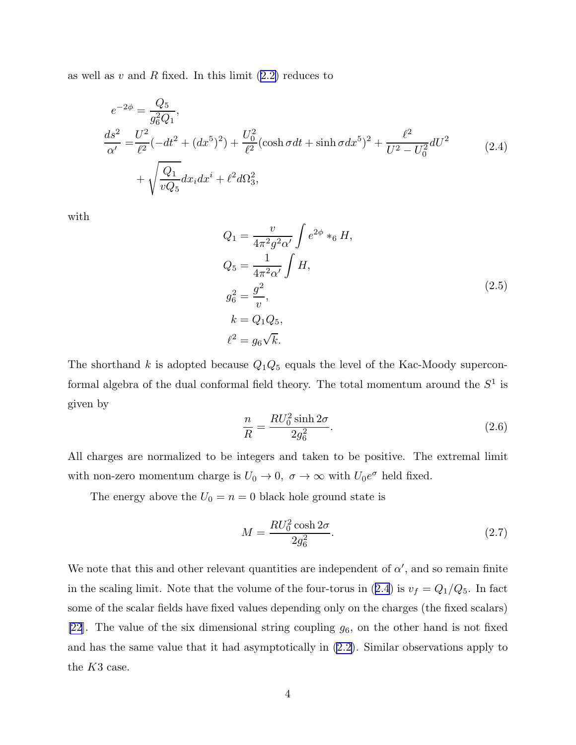as well as $v$ and $R$ fixed. In this limit (2.2) reduces to

$$
\begin{aligned}
e^{-2\phi} &= \frac{Q_5}{g_6^2 Q_1}, \\
\frac{ds^2}{\alpha'} &= \frac{U^2}{\ell^2}(-dt^2 + (dx^5)^2) + \frac{U_0^2}{\ell^2}(\cosh\sigma dt + \sinh\sigma dx^5)^2 + \frac{\ell^2}{U^2 - U_0^2}dU^2 \\
&\quad + \sqrt{\frac{Q_1}{vQ_5}}dx_i dx^i + \ell^2 d\Omega_3^2,
\end{aligned}
\tag{2.4}
$$

with

$$
\begin{aligned}
Q_1 &= \frac{v}{4\pi^2 g^2 \alpha'}\int e^{2\phi} *_6 H, \\
Q_5 &= \frac{1}{4\pi^2\alpha'}\int H, \\
g_6^2 &= \frac{g^2}{v}, \\
k &= Q_1 Q_5, \\
\ell^2 &= g_6\sqrt{k}.
\end{aligned}
\tag{2.5}
$$

The shorthand $k$ is adopted because $Q_1 Q_5$ equals the level of the Kac-Moody superconformal algebra of the dual conformal field theory. The total momentum around the $S^1$ is given by

$$
\frac{n}{R} = \frac{RU_0^2 \sinh 2\sigma}{2g_6^2}. \tag{2.6}
$$

All charges are normalized to be integers and taken to be positive. The extremal limit with non-zero momentum charge is $U_0 \to 0,\ \sigma \to \infty$ with $U_0 e^\sigma$ held fixed.

The energy above the $U_0 = n = 0$ black hole ground state is

$$
M = \frac{RU_0^2 \cosh 2\sigma}{2g_6^2}. \tag{2.7}
$$

We note that this and other relevant quantities are independent of $\alpha'$, and so remain finite in the scaling limit. Note that the volume of the four-torus in (2.4) is $v_f = Q_1/Q_5$. In fact some of the scalar fields have fixed values depending only on the charges (the fixed scalars) [22]. The value of the six dimensional string coupling $g_6$, on the other hand is not fixed and has the same value that it had asymptotically in (2.2). Similar observations apply to the $K3$ case.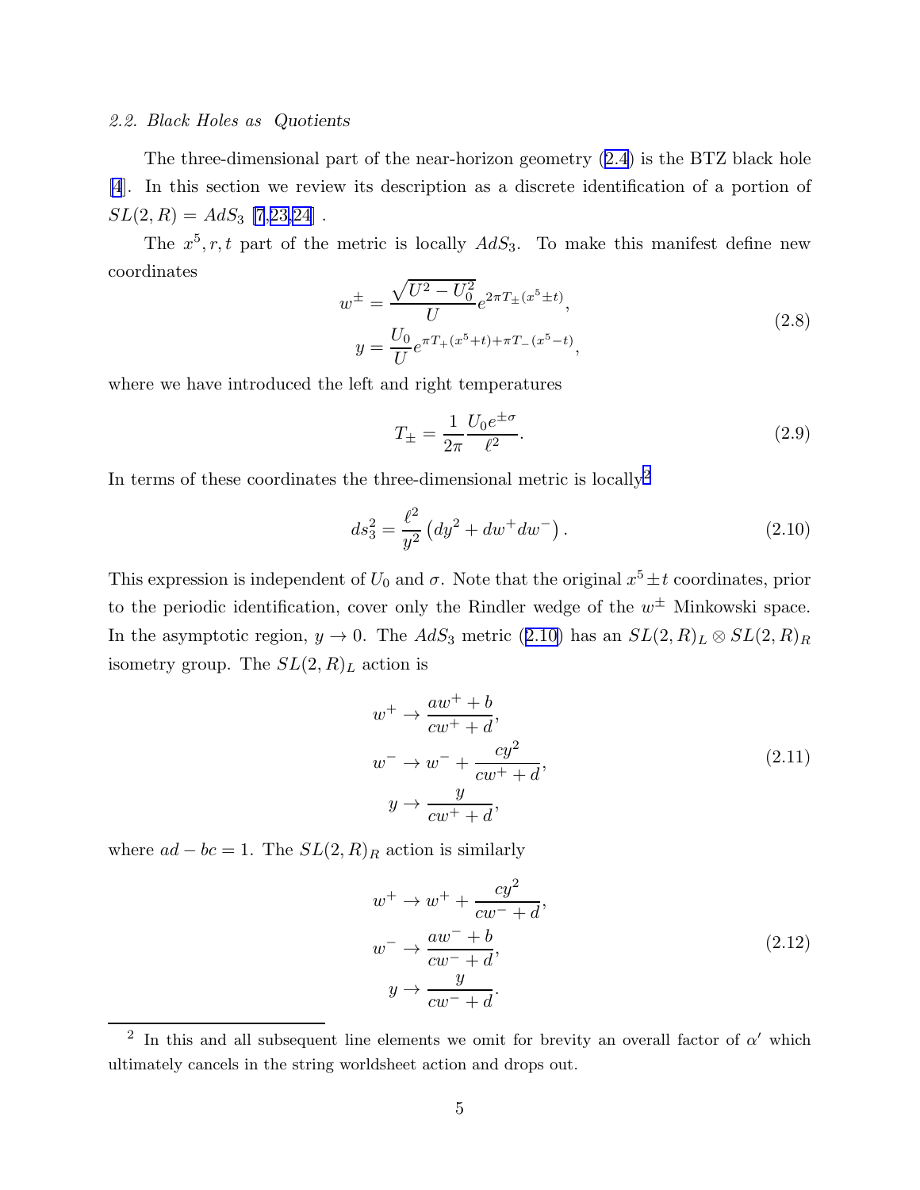### 2.2. Black Holes as Quotients

The three-dimensional part of the near-horizon geometry (2.4) is the BTZ black hole [4]. In this section we review its description as a discrete identification of a portion of $SL(2,R) = AdS_3$ [7,23,24] .

The $x^5, r, t$ part of the metric is locally $AdS_3$. To make this manifest define new coordinates

$$
\begin{aligned}
w^{\pm} &= \frac{\sqrt{U^2 - U_0^2}}{U} e^{2\pi T_{\pm}(x^5 \pm t)}, \\
y &= \frac{U_0}{U} e^{\pi T_{+}(x^5 + t) + \pi T_{-}(x^5 - t)},
\end{aligned}
\tag{2.8}
$$

where we have introduced the left and right temperatures

$$
T_{\pm} = \frac{1}{2\pi} \frac{U_0 e^{\pm\sigma}}{\ell^2}.
\tag{2.9}
$$

In terms of these coordinates the three-dimensional metric is locally[2]

$$
ds_3^2 = \frac{\ell^2}{y^2} \left( dy^2 + dw^+ dw^- \right).
\tag{2.10}
$$

This expression is independent of $U_0$ and $\sigma$. Note that the original $x^5 \pm t$ coordinates, prior to the periodic identification, cover only the Rindler wedge of the $w^{\pm}$ Minkowski space. In the asymptotic region, $y \to 0$. The $AdS_3$ metric (2.10) has an $SL(2,R)_L \otimes SL(2,R)_R$ isometry group. The $SL(2,R)_L$ action is

$$
\begin{aligned}
w^+ &\to \frac{a w^+ + b}{c w^+ + d}, \\
w^- &\to w^- + \frac{c y^2}{c w^+ + d}, \\
y &\to \frac{y}{c w^+ + d},
\end{aligned}
\tag{2.11}
$$

where $ad - bc = 1$. The $SL(2,R)_R$ action is similarly

$$
\begin{aligned}
w^+ &\to w^+ + \frac{c y^2}{c w^- + d}, \\
w^- &\to \frac{a w^- + b}{c w^- + d}, \\
y &\to \frac{y}{c w^- + d}.
\end{aligned}
\tag{2.12}
$$

[2] In this and all subsequent line elements we omit for brevity an overall factor of $\alpha'$ which ultimately cancels in the string worldsheet action and drops out.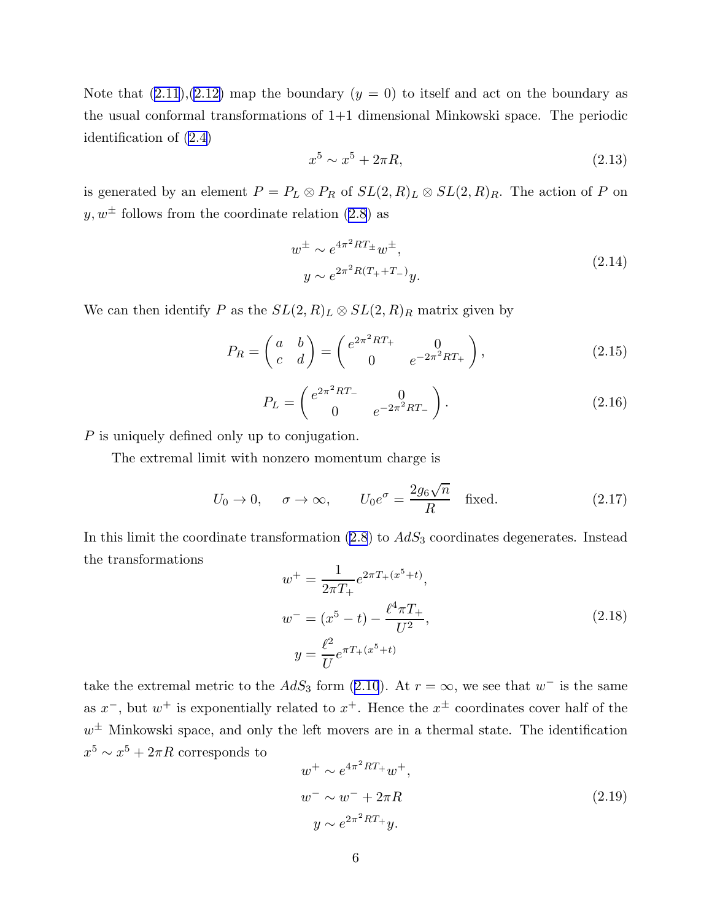Note that (2.11),(2.12) map the boundary ($y = 0$) to itself and act on the boundary as the usual conformal transformations of 1+1 dimensional Minkowski space. The periodic identification of (2.4)

$$x^5 \sim x^5 + 2\pi R, \tag{2.13}$$

is generated by an element $P = P_L \otimes P_R$ of $SL(2,R)_L \otimes SL(2,R)_R$. The action of $P$ on $y, w^\pm$ follows from the coordinate relation (2.8) as

$$\begin{aligned} w^\pm &\sim e^{4\pi^2 R T_\pm} w^\pm, \\ y &\sim e^{2\pi^2 R (T_+ + T_-)} y. \end{aligned} \tag{2.14}$$

We can then identify $P$ as the $SL(2,R)_L \otimes SL(2,R)_R$ matrix given by

$$P_R = \begin{pmatrix} a & b \\ c & d \end{pmatrix} = \begin{pmatrix} e^{2\pi^2 R T_+} & 0 \\ 0 & e^{-2\pi^2 R T_+} \end{pmatrix}, \tag{2.15}$$

$$P_L = \begin{pmatrix} e^{2\pi^2 R T_-} & 0 \\ 0 & e^{-2\pi^2 R T_-} \end{pmatrix}. \tag{2.16}$$

$P$ is uniquely defined only up to conjugation.

The extremal limit with nonzero momentum charge is

$$U_0 \to 0, \qquad \sigma \to \infty, \qquad U_0 e^\sigma = \frac{2 g_6 \sqrt{n}}{R} \quad \text{fixed}. \tag{2.17}$$

In this limit the coordinate transformation (2.8) to $AdS_3$ coordinates degenerates. Instead the transformations

$$\begin{aligned} w^+ &= \frac{1}{2\pi T_+} e^{2\pi T_+ (x^5 + t)}, \\ w^- &= (x^5 - t) - \frac{\ell^4 \pi T_+}{U^2}, \\ y &= \frac{\ell^2}{U} e^{\pi T_+ (x^5 + t)} \end{aligned} \tag{2.18}$$

take the extremal metric to the $AdS_3$ form (2.10). At $r = \infty$, we see that $w^-$ is the same as $x^-$, but $w^+$ is exponentially related to $x^+$. Hence the $x^\pm$ coordinates cover half of the $w^\pm$ Minkowski space, and only the left movers are in a thermal state. The identification $x^5 \sim x^5 + 2\pi R$ corresponds to

$$\begin{aligned} w^+ &\sim e^{4\pi^2 R T_+} w^+, \\ w^- &\sim w^- + 2\pi R \\ y &\sim e^{2\pi^2 R T_+} y. \end{aligned} \tag{2.19}$$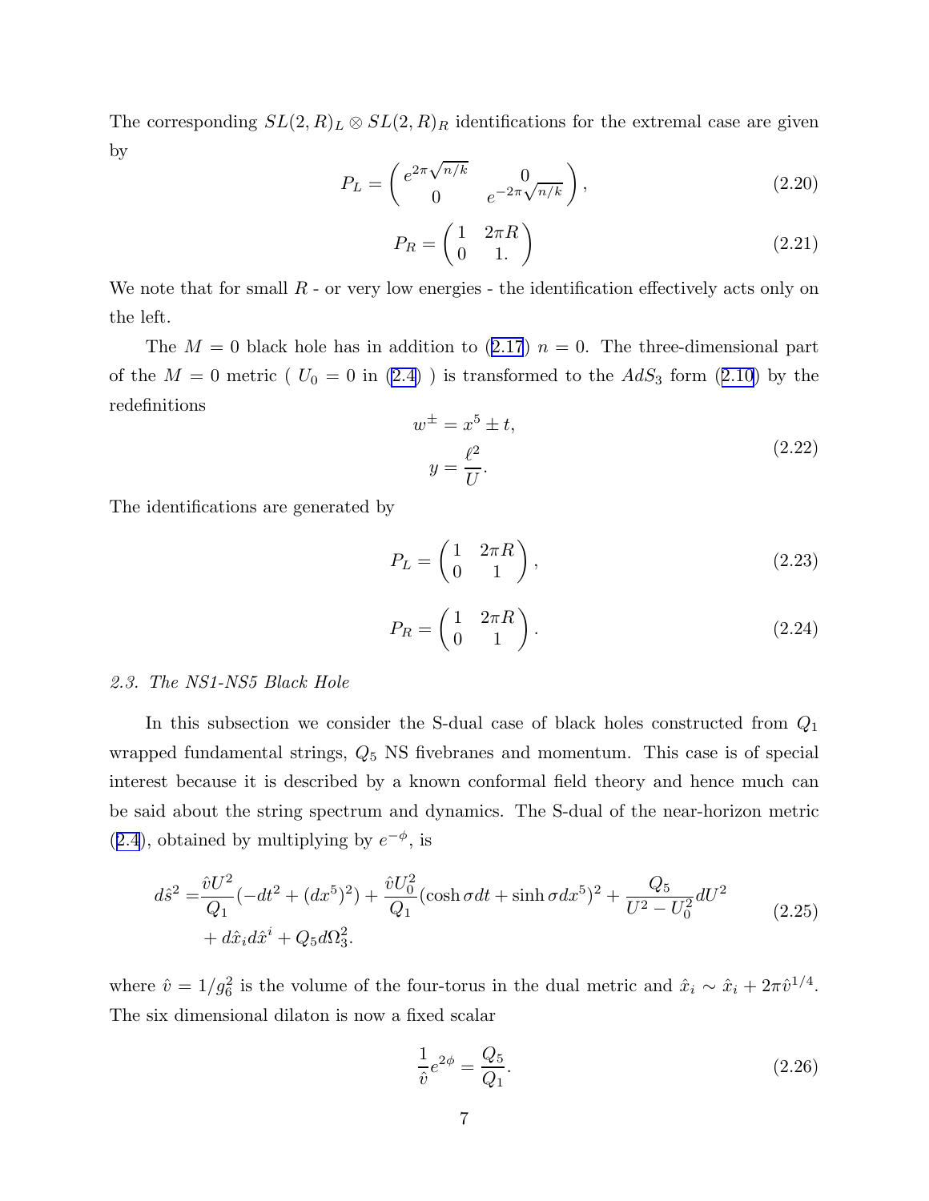The corresponding $SL(2,R)_L \otimes SL(2,R)_R$ identifications for the extremal case are given by

$$P_L = \begin{pmatrix} e^{2\pi\sqrt{n/k}} & 0 \\ 0 & e^{-2\pi\sqrt{n/k}} \end{pmatrix}, \tag{2.20}$$

$$P_R = \begin{pmatrix} 1 & 2\pi R \\ 0 & 1. \end{pmatrix} \tag{2.21}$$

We note that for small $R$ - or very low energies - the identification effectively acts only on the left.

The $M = 0$ black hole has in addition to (2.17) $n = 0$. The three-dimensional part of the $M = 0$ metric ( $U_0 = 0$ in (2.4) ) is transformed to the $AdS_3$ form (2.10) by the redefinitions

$$\begin{aligned} w^{\pm} &= x^5 \pm t, \\ y &= \frac{\ell^2}{U}. \end{aligned} \tag{2.22}$$

The identifications are generated by

$$P_L = \begin{pmatrix} 1 & 2\pi R \\ 0 & 1 \end{pmatrix}, \tag{2.23}$$

$$P_R = \begin{pmatrix} 1 & 2\pi R \\ 0 & 1 \end{pmatrix}. \tag{2.24}$$

*2.3. The NS1-NS5 Black Hole*

In this subsection we consider the S-dual case of black holes constructed from $Q_1$ wrapped fundamental strings, $Q_5$ NS fivebranes and momentum. This case is of special interest because it is described by a known conformal field theory and hence much can be said about the string spectrum and dynamics. The S-dual of the near-horizon metric (2.4), obtained by multiplying by $e^{-\phi}$, is

$$\begin{aligned} d\hat{s}^2 =& \frac{\hat{v}U^2}{Q_1}(-dt^2 + (dx^5)^2) + \frac{\hat{v}U_0^2}{Q_1}(\cosh\sigma dt + \sinh\sigma dx^5)^2 + \frac{Q_5}{U^2 - U_0^2}dU^2 \\ &+ d\hat{x}_i d\hat{x}^i + Q_5 d\Omega_3^2. \end{aligned} \tag{2.25}$$

where $\hat{v} = 1/g_6^2$ is the volume of the four-torus in the dual metric and $\hat{x}_i \sim \hat{x}_i + 2\pi\hat{v}^{1/4}$. The six dimensional dilaton is now a fixed scalar

$$\frac{1}{\hat{v}}e^{2\phi} = \frac{Q_5}{Q_1}. \tag{2.26}$$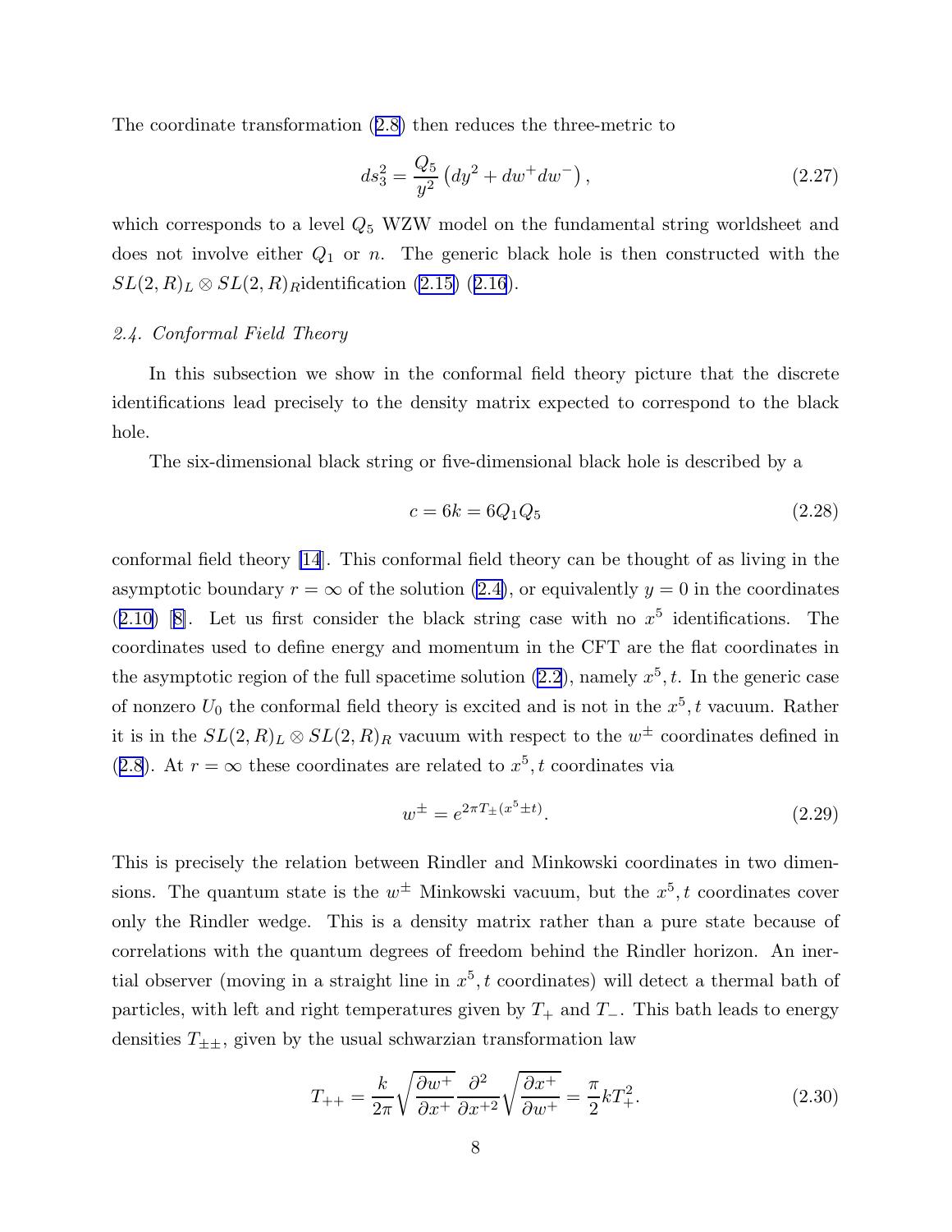The coordinate transformation (2.8) then reduces the three-metric to

$$ds_3^2 = \frac{Q_5}{y^2}\left(dy^2 + dw^+ dw^-\right), \tag{2.27}$$

which corresponds to a level $Q_5$ WZW model on the fundamental string worldsheet and does not involve either $Q_1$ or $n$. The generic black hole is then constructed with the $SL(2,R)_L \otimes SL(2,R)_R$identification (2.15) (2.16).

### *2.4. Conformal Field Theory*

In this subsection we show in the conformal field theory picture that the discrete identifications lead precisely to the density matrix expected to correspond to the black hole.

The six-dimensional black string or five-dimensional black hole is described by a

$$c = 6k = 6Q_1Q_5 \tag{2.28}$$

conformal field theory [14]. This conformal field theory can be thought of as living in the asymptotic boundary $r = \infty$ of the solution (2.4), or equivalently $y = 0$ in the coordinates (2.10) [8]. Let us first consider the black string case with no $x^5$ identifications. The coordinates used to define energy and momentum in the CFT are the flat coordinates in the asymptotic region of the full spacetime solution (2.2), namely $x^5, t$. In the generic case of nonzero $U_0$ the conformal field theory is excited and is not in the $x^5, t$ vacuum. Rather it is in the $SL(2,R)_L \otimes SL(2,R)_R$ vacuum with respect to the $w^\pm$ coordinates defined in (2.8). At $r = \infty$ these coordinates are related to $x^5, t$ coordinates via

$$w^\pm = e^{2\pi T_\pm (x^5 \pm t)}. \tag{2.29}$$

This is precisely the relation between Rindler and Minkowski coordinates in two dimensions. The quantum state is the $w^\pm$ Minkowski vacuum, but the $x^5, t$ coordinates cover only the Rindler wedge. This is a density matrix rather than a pure state because of correlations with the quantum degrees of freedom behind the Rindler horizon. An inertial observer (moving in a straight line in $x^5, t$ coordinates) will detect a thermal bath of particles, with left and right temperatures given by $T_+$ and $T_-$. This bath leads to energy densities $T_{\pm\pm}$, given by the usual schwarzian transformation law

$$T_{++} = \frac{k}{2\pi}\sqrt{\frac{\partial w^+}{\partial x^+}}\frac{\partial^2}{\partial x^{+2}}\sqrt{\frac{\partial x^+}{\partial w^+}} = \frac{\pi}{2}kT_+^2. \tag{2.30}$$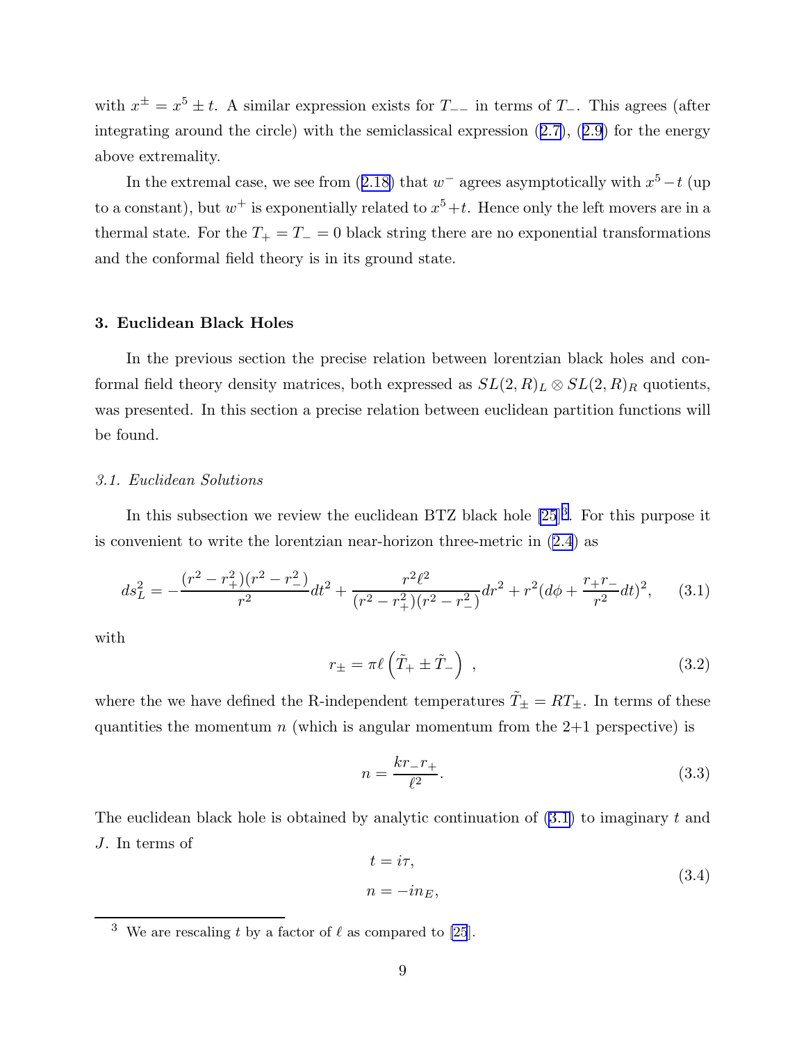with $x^{\pm} = x^5 \pm t$. A similar expression exists for $T_{--}$ in terms of $T_-$. This agrees (after integrating around the circle) with the semiclassical expression (2.7), (2.9) for the energy above extremality.

In the extremal case, we see from (2.18) that $w^-$ agrees asymptotically with $x^5 - t$ (up to a constant), but $w^+$ is exponentially related to $x^5 + t$. Hence only the left movers are in a thermal state. For the $T_+ = T_- = 0$ black string there are no exponential transformations and the conformal field theory is in its ground state.

## 3. Euclidean Black Holes

In the previous section the precise relation between lorentzian black holes and conformal field theory density matrices, both expressed as $SL(2,R)_L \otimes SL(2,R)_R$ quotients, was presented. In this section a precise relation between euclidean partition functions will be found.

### *3.1. Euclidean Solutions*

In this subsection we review the euclidean BTZ black hole [25][3]. For this purpose it is convenient to write the lorentzian near-horizon three-metric in (2.4) as

$$ds_L^2 = -\frac{(r^2 - r_+^2)(r^2 - r_-^2)}{r^2} dt^2 + \frac{r^2 \ell^2}{(r^2 - r_+^2)(r^2 - r_-^2)} dr^2 + r^2 (d\phi + \frac{r_+ r_-}{r^2} dt)^2, \tag{3.1}$$

with

$$r_{\pm} = \pi \ell \left( \tilde{T}_+ \pm \tilde{T}_- \right) \ , \tag{3.2}$$

where the we have defined the R-independent temperatures $\tilde{T}_{\pm} = R T_{\pm}$. In terms of these quantities the momentum $n$ (which is angular momentum from the 2+1 perspective) is

$$n = \frac{k r_- r_+}{\ell^2}. \tag{3.3}$$

The euclidean black hole is obtained by analytic continuation of (3.1) to imaginary $t$ and $J$. In terms of

$$\begin{aligned} t &= i\tau, \\ n &= -i n_E, \end{aligned} \tag{3.4}$$

[3] We are rescaling $t$ by a factor of $\ell$ as compared to [25].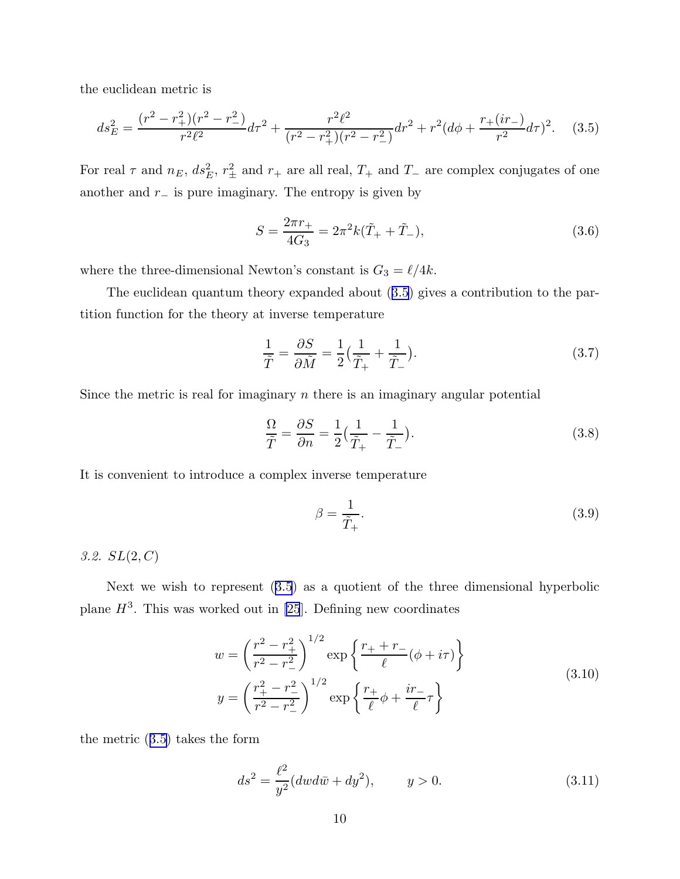the euclidean metric is

$$ds_E^2 = \frac{(r^2 - r_+^2)(r^2 - r_-^2)}{r^2\ell^2} d\tau^2 + \frac{r^2\ell^2}{(r^2 - r_+^2)(r^2 - r_-^2)} dr^2 + r^2(d\phi + \frac{r_+(ir_-)}{r^2} d\tau)^2. \quad (3.5)$$

For real $\tau$ and $n_E$, $ds_E^2$, $r_\pm^2$ and $r_+$ are all real, $T_+$ and $T_-$ are complex conjugates of one another and $r_-$ is pure imaginary. The entropy is given by

$$S = \frac{2\pi r_+}{4G_3} = 2\pi^2 k(\tilde{T}_+ + \tilde{T}_-), \quad (3.6)$$

where the three-dimensional Newton's constant is $G_3 = \ell/4k$.

The euclidean quantum theory expanded about (3.5) gives a contribution to the partition function for the theory at inverse temperature

$$\frac{1}{\tilde{T}} = \frac{\partial S}{\partial \tilde{M}} = \frac{1}{2}(\frac{1}{\tilde{T}_+} + \frac{1}{\tilde{T}_-}). \quad (3.7)$$

Since the metric is real for imaginary $n$ there is an imaginary angular potential

$$\frac{\Omega}{\tilde{T}} = \frac{\partial S}{\partial n} = \frac{1}{2}(\frac{1}{\tilde{T}_+} - \frac{1}{\tilde{T}_-}). \quad (3.8)$$

It is convenient to introduce a complex inverse temperature

$$\beta = \frac{1}{\tilde{T}_+}. \quad (3.9)$$

*3.2. SL(2, C)*

Next we wish to represent (3.5) as a quotient of the three dimensional hyperbolic plane $H^3$. This was worked out in [25]. Defining new coordinates

$$\begin{aligned} w &= \left(\frac{r^2 - r_+^2}{r^2 - r_-^2}\right)^{1/2} \exp\left\{\frac{r_+ + r_-}{\ell}(\phi + i\tau)\right\} \\ y &= \left(\frac{r_+^2 - r_-^2}{r^2 - r_-^2}\right)^{1/2} \exp\left\{\frac{r_+}{\ell}\phi + \frac{ir_-}{\ell}\tau\right\} \end{aligned} \quad (3.10)$$

the metric (3.5) takes the form

$$ds^2 = \frac{\ell^2}{y^2}(dw d\bar{w} + dy^2), \qquad y > 0. \quad (3.11)$$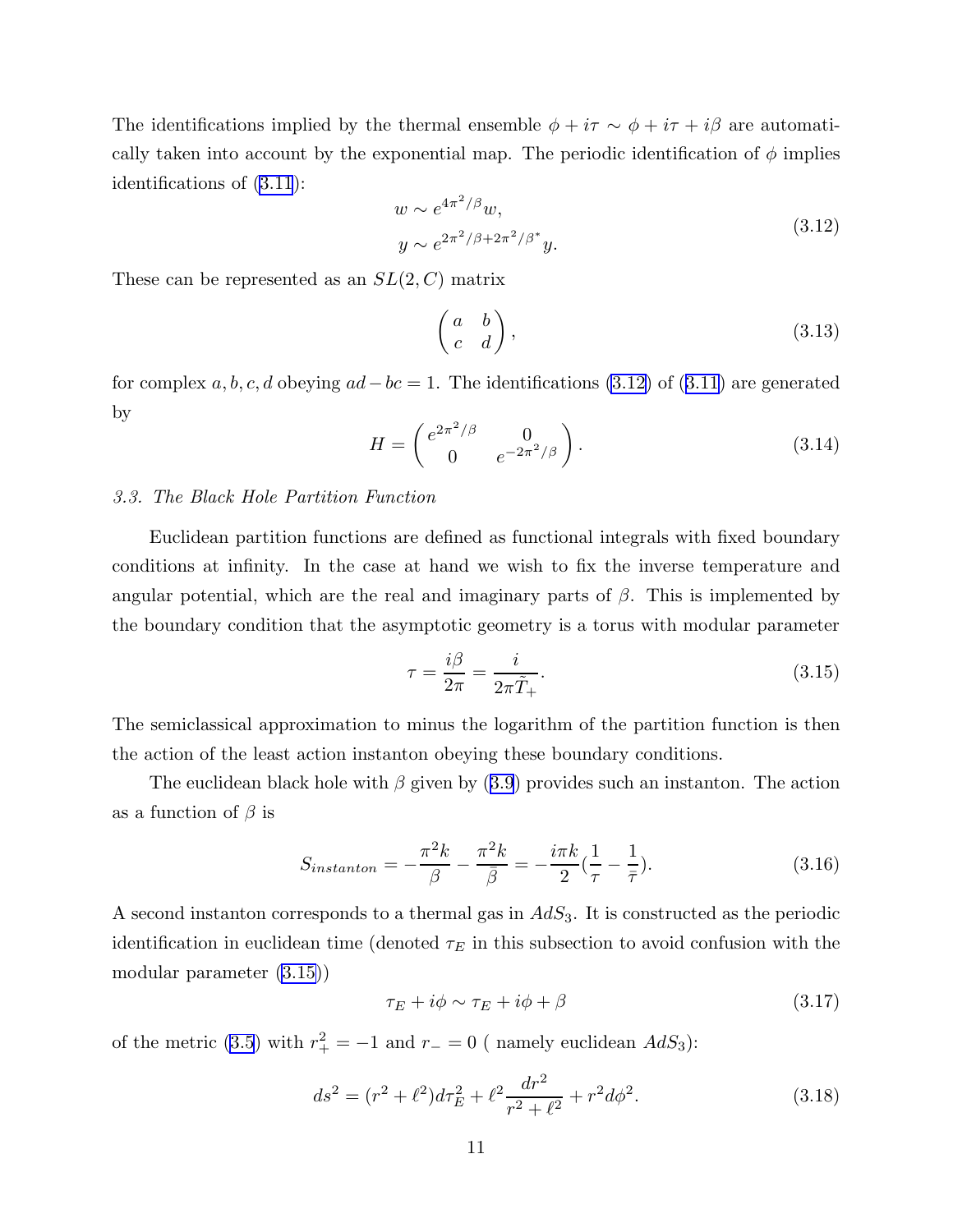The identifications implied by the thermal ensemble $\phi + i\tau \sim \phi + i\tau + i\beta$ are automatically taken into account by the exponential map. The periodic identification of $\phi$ implies identifications of (3.11):

$$
\begin{aligned}
&w \sim e^{4\pi^2/\beta} w, \\
&y \sim e^{2\pi^2/\beta + 2\pi^2/\beta^*} y.
\end{aligned}
\tag{3.12}
$$

These can be represented as an $SL(2,C)$ matrix

$$
\begin{pmatrix} a & b \\ c & d \end{pmatrix},
\tag{3.13}
$$

for complex $a, b, c, d$ obeying $ad - bc = 1$. The identifications (3.12) of (3.11) are generated by

$$
H = \begin{pmatrix} e^{2\pi^2/\beta} & 0 \\ 0 & e^{-2\pi^2/\beta} \end{pmatrix}.
\tag{3.14}
$$

*3.3. The Black Hole Partition Function*

Euclidean partition functions are defined as functional integrals with fixed boundary conditions at infinity. In the case at hand we wish to fix the inverse temperature and angular potential, which are the real and imaginary parts of $\beta$. This is implemented by the boundary condition that the asymptotic geometry is a torus with modular parameter

$$
\tau = \frac{i\beta}{2\pi} = \frac{i}{2\pi \tilde{T}_+}.
\tag{3.15}
$$

The semiclassical approximation to minus the logarithm of the partition function is then the action of the least action instanton obeying these boundary conditions.

The euclidean black hole with $\beta$ given by (3.9) provides such an instanton. The action as a function of $\beta$ is

$$
S_{instanton} = -\frac{\pi^2 k}{\beta} - \frac{\pi^2 k}{\bar{\beta}} = -\frac{i\pi k}{2}\left(\frac{1}{\tau} - \frac{1}{\bar{\tau}}\right).
\tag{3.16}
$$

A second instanton corresponds to a thermal gas in $AdS_3$. It is constructed as the periodic identification in euclidean time (denoted $\tau_E$ in this subsection to avoid confusion with the modular parameter (3.15))

$$
\tau_E + i\phi \sim \tau_E + i\phi + \beta
\tag{3.17}
$$

of the metric (3.5) with $r_+^2 = -1$ and $r_- = 0$ ( namely euclidean $AdS_3$):

$$
ds^2 = (r^2 + \ell^2) d\tau_E^2 + \ell^2 \frac{dr^2}{r^2 + \ell^2} + r^2 d\phi^2.
\tag{3.18}
$$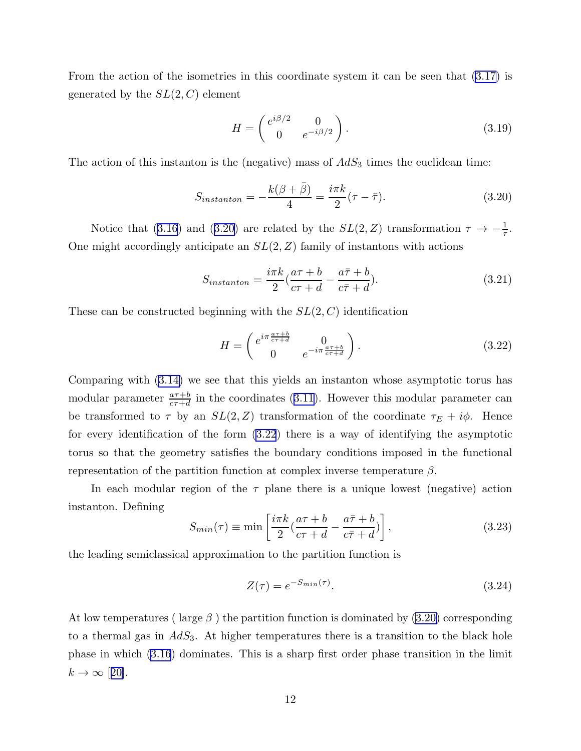From the action of the isometries in this coordinate system it can be seen that (3.17) is generated by the $SL(2,C)$ element

$$
H = \begin{pmatrix} e^{i\beta/2} & 0 \\ 0 & e^{-i\beta/2} \end{pmatrix}. \tag{3.19}
$$

The action of this instanton is the (negative) mass of $AdS_3$ times the euclidean time:

$$
S_{instanton} = -\frac{k(\beta + \bar{\beta})}{4} = \frac{i\pi k}{2}(\tau - \bar{\tau}). \tag{3.20}
$$

Notice that (3.16) and (3.20) are related by the $SL(2,Z)$ transformation $\tau \to -\frac{1}{\tau}$. One might accordingly anticipate an $SL(2,Z)$ family of instantons with actions

$$
S_{instanton} = \frac{i\pi k}{2}\left(\frac{a\tau + b}{c\tau + d} - \frac{a\bar{\tau} + b}{c\bar{\tau} + d}\right). \tag{3.21}
$$

These can be constructed beginning with the $SL(2,C)$ identification

$$
H = \begin{pmatrix} e^{i\pi\frac{a\tau+b}{c\tau+d}} & 0 \\ 0 & e^{-i\pi\frac{a\tau+b}{c\tau+d}} \end{pmatrix}. \tag{3.22}
$$

Comparing with (3.14) we see that this yields an instanton whose asymptotic torus has modular parameter $\frac{a\tau+b}{c\tau+d}$ in the coordinates (3.11). However this modular parameter can be transformed to $\tau$ by an $SL(2,Z)$ transformation of the coordinate $\tau_E + i\phi$. Hence for every identification of the form (3.22) there is a way of identifying the asymptotic torus so that the geometry satisfies the boundary conditions imposed in the functional representation of the partition function at complex inverse temperature $\beta$.

In each modular region of the $\tau$ plane there is a unique lowest (negative) action instanton. Defining

$$
S_{min}(\tau) \equiv \min\left[\frac{i\pi k}{2}\left(\frac{a\tau + b}{c\tau + d} - \frac{a\bar{\tau} + b}{c\bar{\tau} + d}\right)\right], \tag{3.23}
$$

the leading semiclassical approximation to the partition function is

$$
Z(\tau) = e^{-S_{min}(\tau)}. \tag{3.24}
$$

At low temperatures ( large $\beta$ ) the partition function is dominated by (3.20) corresponding to a thermal gas in $AdS_3$. At higher temperatures there is a transition to the black hole phase in which (3.16) dominates. This is a sharp first order phase transition in the limit $k \to \infty$ [20].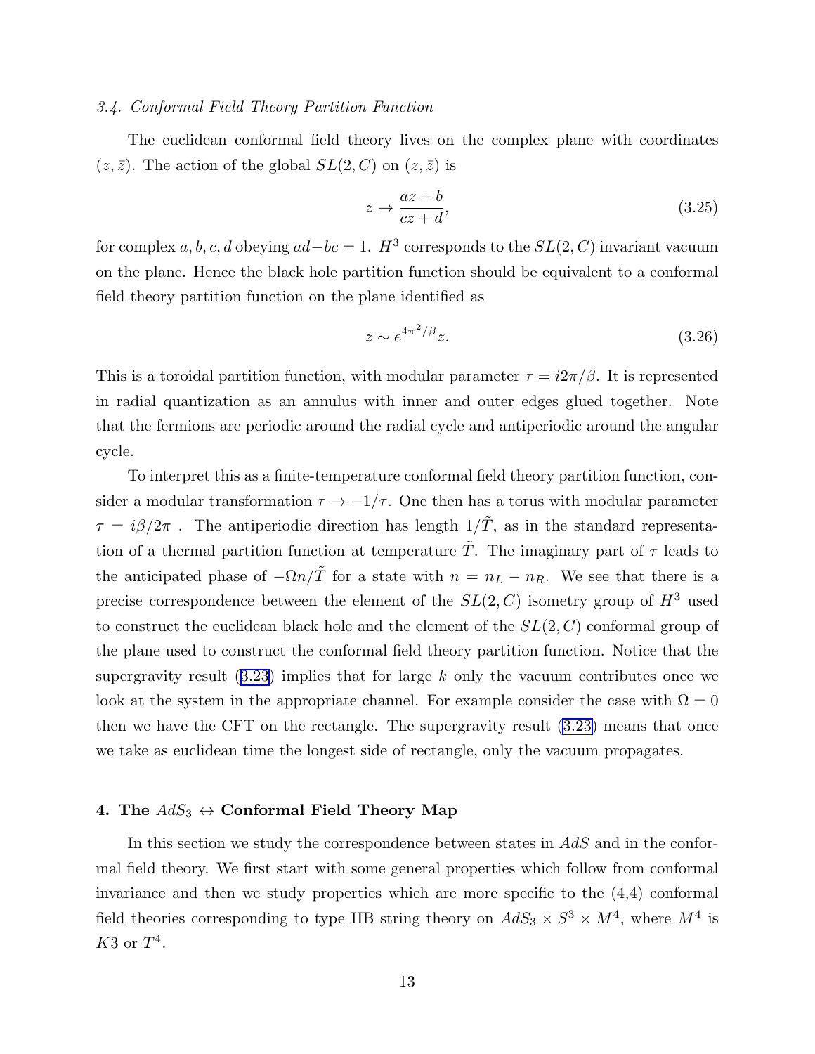*3.4. Conformal Field Theory Partition Function*

The euclidean conformal field theory lives on the complex plane with coordinates $(z, \bar{z})$. The action of the global $SL(2,C)$ on $(z, \bar{z})$ is

$$
z \to \frac{az + b}{cz + d}, \tag{3.25}
$$

for complex $a, b, c, d$ obeying $ad - bc = 1$. $H^3$ corresponds to the $SL(2,C)$ invariant vacuum on the plane. Hence the black hole partition function should be equivalent to a conformal field theory partition function on the plane identified as

$$
z \sim e^{4\pi^2/\beta} z. \tag{3.26}
$$

This is a toroidal partition function, with modular parameter $\tau = i2\pi/\beta$. It is represented in radial quantization as an annulus with inner and outer edges glued together. Note that the fermions are periodic around the radial cycle and antiperiodic around the angular cycle.

To interpret this as a finite-temperature conformal field theory partition function, consider a modular transformation $\tau \to -1/\tau$. One then has a torus with modular parameter $\tau = i\beta/2\pi$ . The antiperiodic direction has length $1/\tilde{T}$, as in the standard representation of a thermal partition function at temperature $\tilde{T}$. The imaginary part of $\tau$ leads to the anticipated phase of $-\Omega n/\tilde{T}$ for a state with $n = n_L - n_R$. We see that there is a precise correspondence between the element of the $SL(2,C)$ isometry group of $H^3$ used to construct the euclidean black hole and the element of the $SL(2,C)$ conformal group of the plane used to construct the conformal field theory partition function. Notice that the supergravity result (3.23) implies that for large $k$ only the vacuum contributes once we look at the system in the appropriate channel. For example consider the case with $\Omega = 0$ then we have the CFT on the rectangle. The supergravity result (3.23) means that once we take as euclidean time the longest side of rectangle, only the vacuum propagates.

## 4. The $AdS_3 \leftrightarrow$ Conformal Field Theory Map

In this section we study the correspondence between states in $AdS$ and in the conformal field theory. We first start with some general properties which follow from conformal invariance and then we study properties which are more specific to the (4,4) conformal field theories corresponding to type IIB string theory on $AdS_3 \times S^3 \times M^4$, where $M^4$ is $K3$ or $T^4$.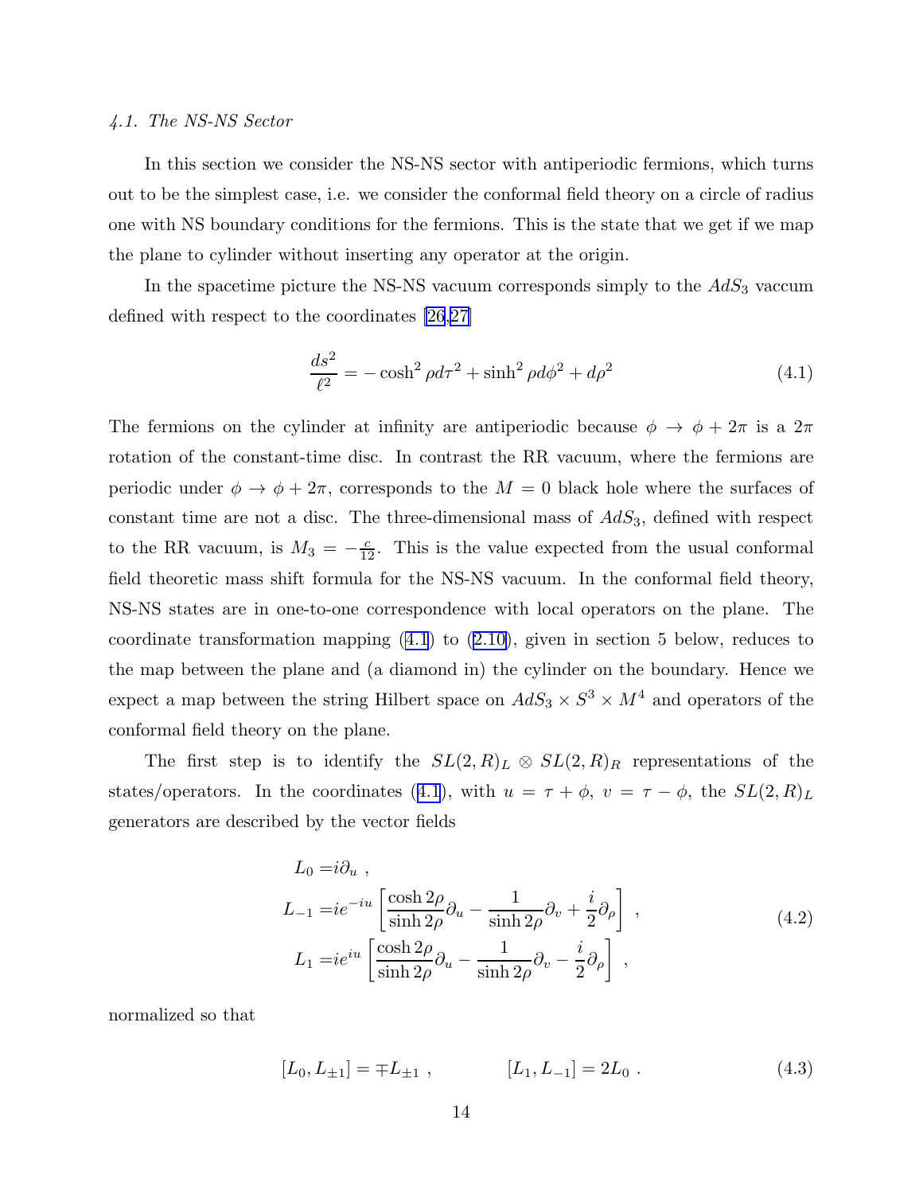### 4.1. The NS-NS Sector

In this section we consider the NS-NS sector with antiperiodic fermions, which turns out to be the simplest case, i.e. we consider the conformal field theory on a circle of radius one with NS boundary conditions for the fermions. This is the state that we get if we map the plane to cylinder without inserting any operator at the origin.

In the spacetime picture the NS-NS vacuum corresponds simply to the $AdS_3$ vaccum defined with respect to the coordinates [26,27]

$$\frac{ds^2}{\ell^2} = -\cosh^2\rho d\tau^2 + \sinh^2\rho d\phi^2 + d\rho^2 \tag{4.1}$$

The fermions on the cylinder at infinity are antiperiodic because $\phi \to \phi + 2\pi$ is a $2\pi$ rotation of the constant-time disc. In contrast the RR vacuum, where the fermions are periodic under $\phi \to \phi + 2\pi$, corresponds to the $M = 0$ black hole where the surfaces of constant time are not a disc. The three-dimensional mass of $AdS_3$, defined with respect to the RR vacuum, is $M_3 = -\frac{c}{12}$. This is the value expected from the usual conformal field theoretic mass shift formula for the NS-NS vacuum. In the conformal field theory, NS-NS states are in one-to-one correspondence with local operators on the plane. The coordinate transformation mapping (4.1) to (2.10), given in section 5 below, reduces to the map between the plane and (a diamond in) the cylinder on the boundary. Hence we expect a map between the string Hilbert space on $AdS_3 \times S^3 \times M^4$ and operators of the conformal field theory on the plane.

The first step is to identify the $SL(2,R)_L \otimes SL(2,R)_R$ representations of the states/operators. In the coordinates (4.1), with $u = \tau + \phi$, $v = \tau - \phi$, the $SL(2,R)_L$ generators are described by the vector fields

$$\begin{aligned}
L_0 =& i\partial_u \ , \\
L_{-1} =& ie^{-iu}\left[\frac{\cosh 2\rho}{\sinh 2\rho}\partial_u - \frac{1}{\sinh 2\rho}\partial_v + \frac{i}{2}\partial_\rho\right] \ , \\
L_1 =& ie^{iu}\left[\frac{\cosh 2\rho}{\sinh 2\rho}\partial_u - \frac{1}{\sinh 2\rho}\partial_v - \frac{i}{2}\partial_\rho\right] \ ,
\end{aligned} \tag{4.2}$$

normalized so that

$$[L_0, L_{\pm 1}] = \mp L_{\pm 1} \ , \qquad\qquad [L_1, L_{-1}] = 2L_0 \ . \tag{4.3}$$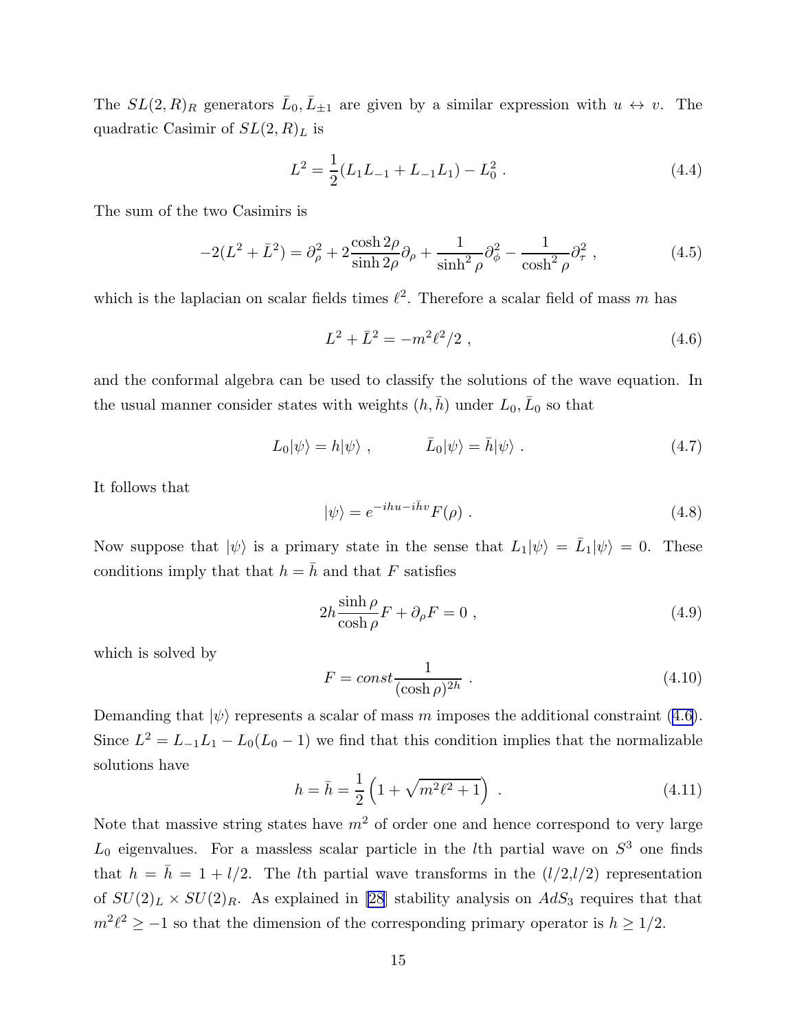The $SL(2,R)_R$ generators $\bar{L}_0, \bar{L}_{\pm 1}$ are given by a similar expression with $u \leftrightarrow v$. The quadratic Casimir of $SL(2,R)_L$ is

$$L^2 = \frac{1}{2}(L_1 L_{-1} + L_{-1} L_1) - L_0^2 \; . \tag{4.4}$$

The sum of the two Casimirs is

$$-2(L^2 + \bar{L}^2) = \partial_\rho^2 + 2\frac{\cosh 2\rho}{\sinh 2\rho}\partial_\rho + \frac{1}{\sinh^2 \rho}\partial_\phi^2 - \frac{1}{\cosh^2 \rho}\partial_\tau^2 \; , \tag{4.5}$$

which is the laplacian on scalar fields times $\ell^2$. Therefore a scalar field of mass $m$ has

$$L^2 + \bar{L}^2 = -m^2\ell^2/2 \; , \tag{4.6}$$

and the conformal algebra can be used to classify the solutions of the wave equation. In the usual manner consider states with weights $(h, \bar{h})$ under $L_0, \bar{L}_0$ so that

$$L_0|\psi\rangle = h|\psi\rangle \; , \qquad \bar{L}_0|\psi\rangle = \bar{h}|\psi\rangle \; . \tag{4.7}$$

It follows that

$$|\psi\rangle = e^{-ihu - i\bar{h}v} F(\rho) \; . \tag{4.8}$$

Now suppose that $|\psi\rangle$ is a primary state in the sense that $L_1|\psi\rangle = \bar{L}_1|\psi\rangle = 0$. These conditions imply that that $h = \bar{h}$ and that $F$ satisfies

$$2h\frac{\sinh \rho}{\cosh \rho}F + \partial_\rho F = 0 \; , \tag{4.9}$$

which is solved by

$$F = const \frac{1}{(\cosh \rho)^{2h}} \; . \tag{4.10}$$

Demanding that $|\psi\rangle$ represents a scalar of mass $m$ imposes the additional constraint (4.6). Since $L^2 = L_{-1}L_1 - L_0(L_0 - 1)$ we find that this condition implies that the normalizable solutions have

$$h = \bar{h} = \frac{1}{2}\left(1 + \sqrt{m^2\ell^2 + 1}\right) \; . \tag{4.11}$$

Note that massive string states have $m^2$ of order one and hence correspond to very large $L_0$ eigenvalues. For a massless scalar particle in the $l$th partial wave on $S^3$ one finds that $h = \bar{h} = 1 + l/2$. The $l$th partial wave transforms in the $(l/2, l/2)$ representation of $SU(2)_L \times SU(2)_R$. As explained in [28] stability analysis on $AdS_3$ requires that that $m^2\ell^2 \geq -1$ so that the dimension of the corresponding primary operator is $h \geq 1/2$.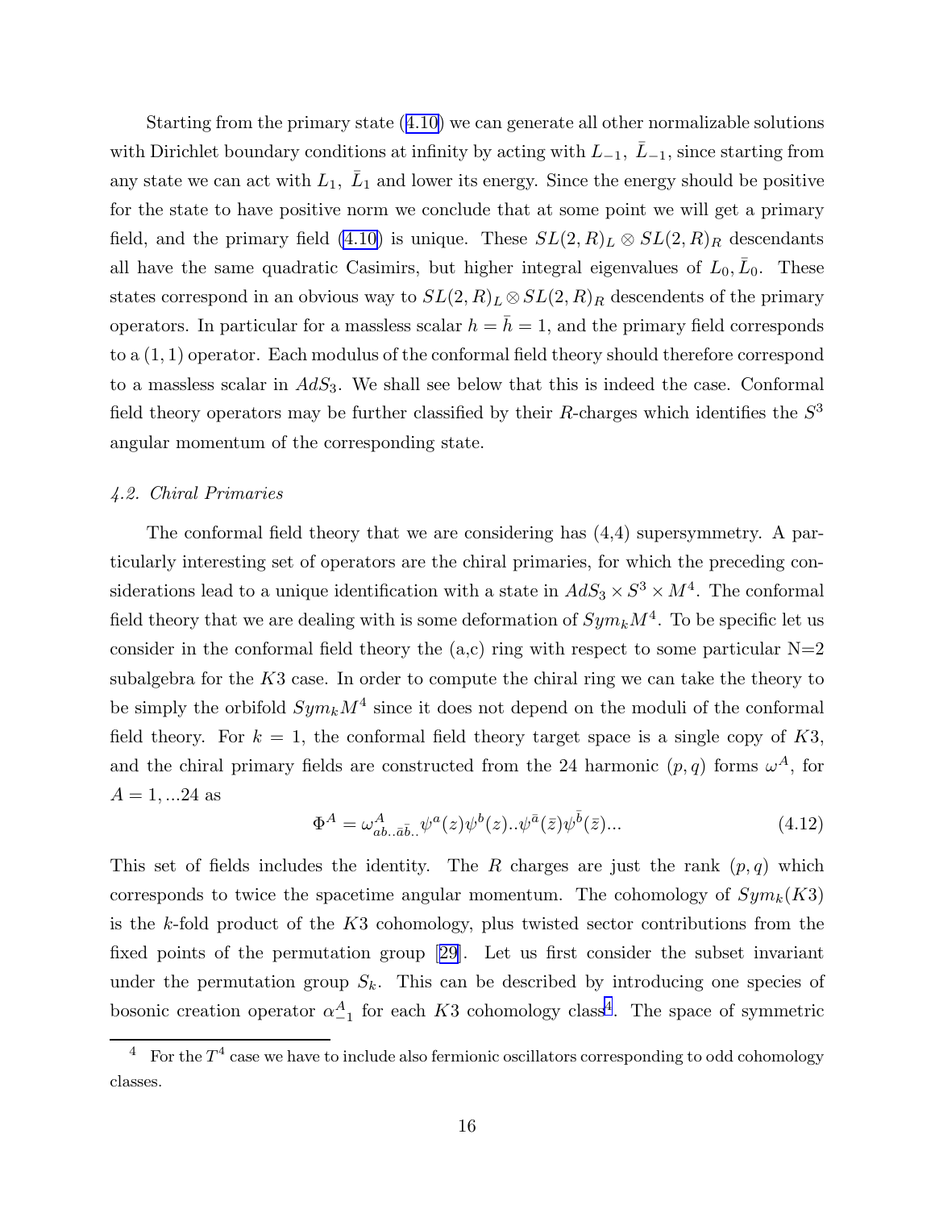Starting from the primary state (4.10) we can generate all other normalizable solutions with Dirichlet boundary conditions at infinity by acting with $L_{-1},\ \bar{L}_{-1}$, since starting from any state we can act with $L_1,\ \bar{L}_1$ and lower its energy. Since the energy should be positive for the state to have positive norm we conclude that at some point we will get a primary field, and the primary field (4.10) is unique. These $SL(2,R)_L \otimes SL(2,R)_R$ descendants all have the same quadratic Casimirs, but higher integral eigenvalues of $L_0, \bar{L}_0$. These states correspond in an obvious way to $SL(2,R)_L \otimes SL(2,R)_R$ descendents of the primary operators. In particular for a massless scalar $h = \bar{h} = 1$, and the primary field corresponds to a $(1,1)$ operator. Each modulus of the conformal field theory should therefore correspond to a massless scalar in $AdS_3$. We shall see below that this is indeed the case. Conformal field theory operators may be further classified by their $R$-charges which identifies the $S^3$ angular momentum of the corresponding state.

### *4.2. Chiral Primaries*

The conformal field theory that we are considering has (4,4) supersymmetry. A particularly interesting set of operators are the chiral primaries, for which the preceding considerations lead to a unique identification with a state in $AdS_3 \times S^3 \times M^4$. The conformal field theory that we are dealing with is some deformation of $Sym_k M^4$. To be specific let us consider in the conformal field theory the (a,c) ring with respect to some particular N=2 subalgebra for the $K3$ case. In order to compute the chiral ring we can take the theory to be simply the orbifold $Sym_k M^4$ since it does not depend on the moduli of the conformal field theory. For $k = 1$, the conformal field theory target space is a single copy of $K3$, and the chiral primary fields are constructed from the 24 harmonic $(p,q)$ forms $\omega^A$, for $A = 1, ...24$ as

$$\Phi^A = \omega^A_{ab..\bar{a}\bar{b}..}\psi^a(z)\psi^b(z)..\psi^{\bar{a}}(\bar{z})\psi^{\bar{b}}(\bar{z})... \tag{4.12}$$

This set of fields includes the identity. The $R$ charges are just the rank $(p,q)$ which corresponds to twice the spacetime angular momentum. The cohomology of $Sym_k(K3)$ is the $k$-fold product of the $K3$ cohomology, plus twisted sector contributions from the fixed points of the permutation group [29]. Let us first consider the subset invariant under the permutation group $S_k$. This can be described by introducing one species of bosonic creation operator $\alpha^A_{-1}$ for each $K3$ cohomology class[4]. The space of symmetric

[4] For the $T^4$ case we have to include also fermionic oscillators corresponding to odd cohomology classes.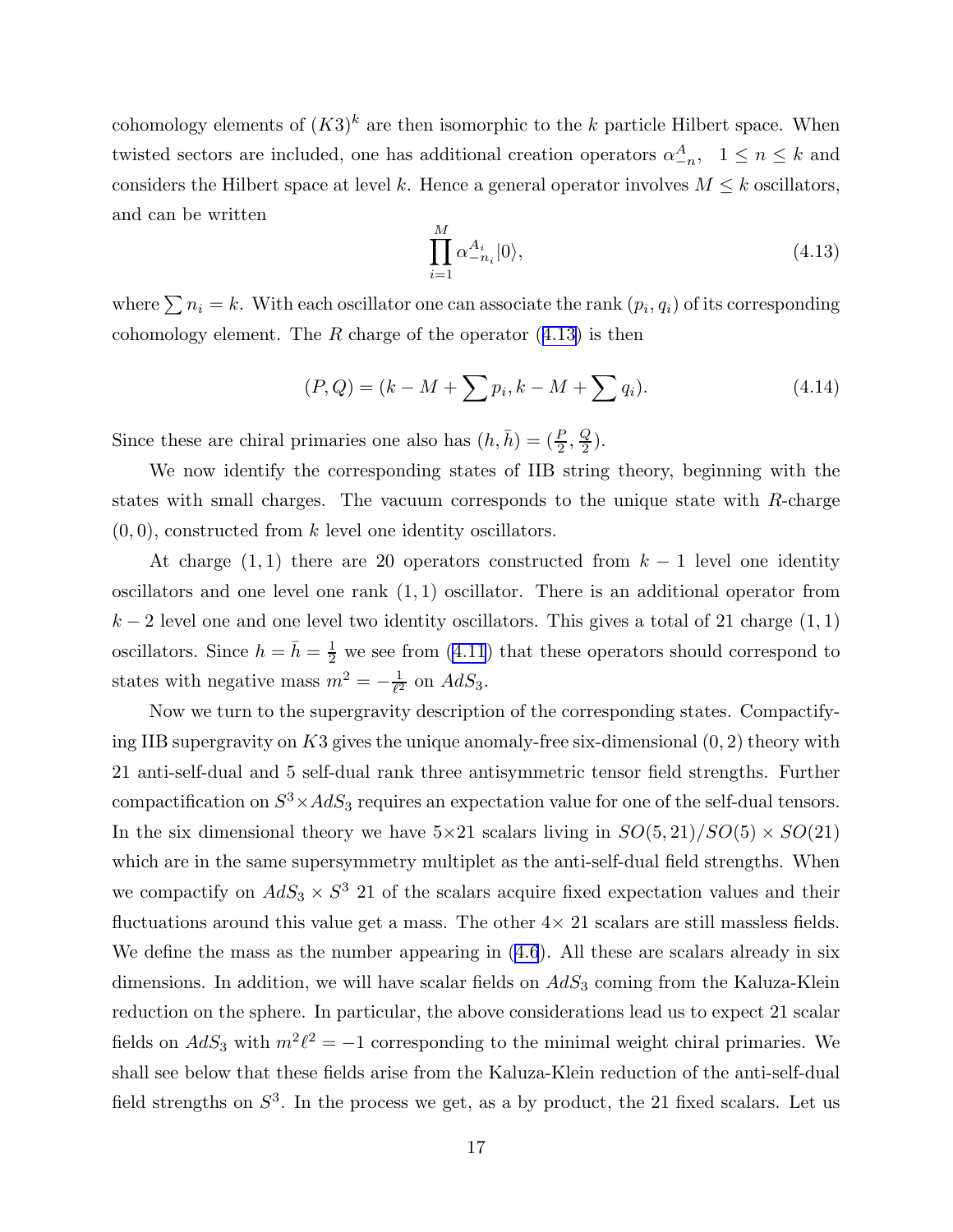cohomology elements of $(K3)^k$ are then isomorphic to the $k$ particle Hilbert space. When twisted sectors are included, one has additional creation operators $\alpha^A_{-n}, \;\; 1 \leq n \leq k$ and considers the Hilbert space at level $k$. Hence a general operator involves $M \leq k$ oscillators, and can be written

$$\prod_{i=1}^{M} \alpha^{A_i}_{-n_i} |0\rangle, \tag{4.13}$$

where $\sum n_i = k$. With each oscillator one can associate the rank $(p_i, q_i)$ of its corresponding cohomology element. The $R$ charge of the operator (4.13) is then

$$(P, Q) = (k - M + \sum p_i, k - M + \sum q_i). \tag{4.14}$$

Since these are chiral primaries one also has $(h, \bar{h}) = (\frac{P}{2}, \frac{Q}{2})$.

We now identify the corresponding states of IIB string theory, beginning with the states with small charges. The vacuum corresponds to the unique state with $R$-charge $(0, 0)$, constructed from $k$ level one identity oscillators.

At charge $(1, 1)$ there are 20 operators constructed from $k - 1$ level one identity oscillators and one level one rank $(1, 1)$ oscillator. There is an additional operator from $k - 2$ level one and one level two identity oscillators. This gives a total of 21 charge $(1, 1)$ oscillators. Since $h = \bar{h} = \frac{1}{2}$ we see from (4.11) that these operators should correspond to states with negative mass $m^2 = -\frac{1}{\ell^2}$ on $AdS_3$.

Now we turn to the supergravity description of the corresponding states. Compactifying IIB supergravity on $K3$ gives the unique anomaly-free six-dimensional $(0, 2)$ theory with 21 anti-self-dual and 5 self-dual rank three antisymmetric tensor field strengths. Further compactification on $S^3 \times AdS_3$ requires an expectation value for one of the self-dual tensors. In the six dimensional theory we have $5 \times 21$ scalars living in $SO(5, 21)/SO(5) \times SO(21)$ which are in the same supersymmetry multiplet as the anti-self-dual field strengths. When we compactify on $AdS_3 \times S^3$ 21 of the scalars acquire fixed expectation values and their fluctuations around this value get a mass. The other $4\times$ 21 scalars are still massless fields. We define the mass as the number appearing in (4.6). All these are scalars already in six dimensions. In addition, we will have scalar fields on $AdS_3$ coming from the Kaluza-Klein reduction on the sphere. In particular, the above considerations lead us to expect 21 scalar fields on $AdS_3$ with $m^2 \ell^2 = -1$ corresponding to the minimal weight chiral primaries. We shall see below that these fields arise from the Kaluza-Klein reduction of the anti-self-dual field strengths on $S^3$. In the process we get, as a by product, the 21 fixed scalars. Let us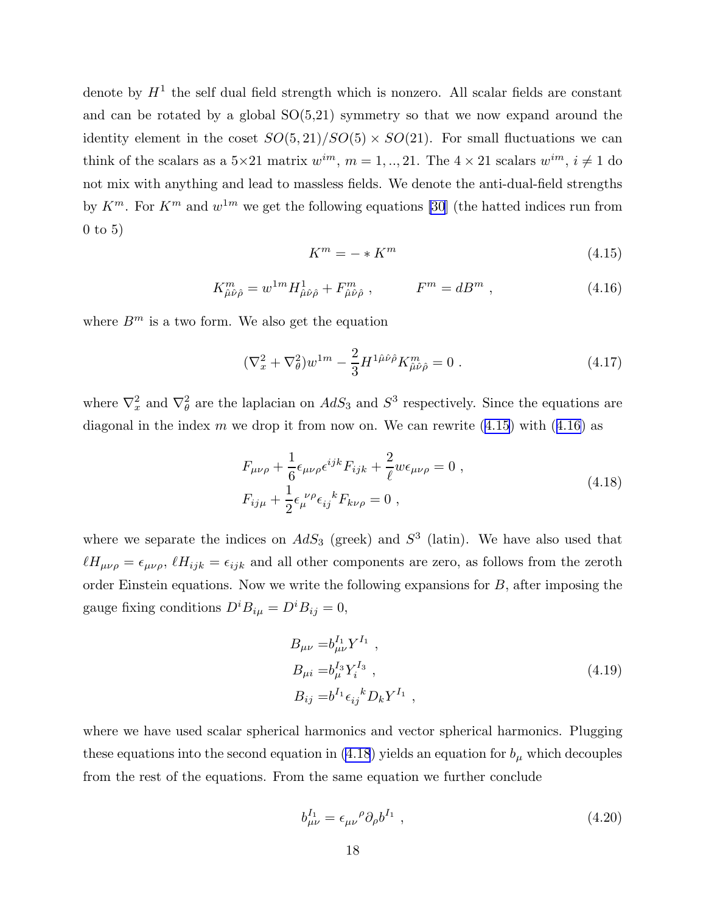denote by $H^1$ the self dual field strength which is nonzero. All scalar fields are constant and can be rotated by a global SO(5,21) symmetry so that we now expand around the identity element in the coset $SO(5,21)/SO(5)\times SO(21)$. For small fluctuations we can think of the scalars as a 5×21 matrix $w^{im}$, $m = 1,..,21$. The $4\times 21$ scalars $w^{im}$, $i\neq 1$ do not mix with anything and lead to massless fields. We denote the anti-dual-field strengths by $K^m$. For $K^m$ and $w^{1m}$ we get the following equations [30] (the hatted indices run from 0 to 5)

$$K^m = -*K^m \tag{4.15}$$

$$K^m_{\hat\mu\hat\nu\hat\rho} = w^{1m}H^1_{\hat\mu\hat\nu\hat\rho} + F^m_{\hat\mu\hat\nu\hat\rho}\ , \qquad\qquad F^m = dB^m\ , \tag{4.16}$$

where $B^m$ is a two form. We also get the equation

$$(\nabla_x^2 + \nabla_\theta^2)w^{1m} - \frac{2}{3}H^{1\hat\mu\hat\nu\hat\rho}K^m_{\hat\mu\hat\nu\hat\rho} = 0\ . \tag{4.17}$$

where $\nabla_x^2$ and $\nabla_\theta^2$ are the laplacian on $AdS_3$ and $S^3$ respectively. Since the equations are diagonal in the index $m$ we drop it from now on. We can rewrite (4.15) with (4.16) as

$$\begin{aligned} &F_{\mu\nu\rho} + \frac{1}{6}\epsilon_{\mu\nu\rho}\epsilon^{ijk}F_{ijk} + \frac{2}{\ell}w\epsilon_{\mu\nu\rho} = 0\ ,\\ &F_{ij\mu} + \frac{1}{2}\epsilon_\mu{}^{\nu\rho}\epsilon_{ij}{}^kF_{k\nu\rho} = 0\ , \end{aligned} \tag{4.18}$$

where we separate the indices on $AdS_3$ (greek) and $S^3$ (latin). We have also used that $\ell H_{\mu\nu\rho} = \epsilon_{\mu\nu\rho}$, $\ell H_{ijk} = \epsilon_{ijk}$ and all other components are zero, as follows from the zeroth order Einstein equations. Now we write the following expansions for $B$, after imposing the gauge fixing conditions $D^iB_{i\mu} = D^iB_{ij} = 0$,

$$\begin{aligned} B_{\mu\nu} =& b^{I_1}_{\mu\nu}Y^{I_1}\ ,\\ B_{\mu i} =& b^{I_3}_\mu Y^{I_3}_i\ ,\\ B_{ij} =& b^{I_1}\epsilon_{ij}{}^kD_kY^{I_1}\ , \end{aligned} \tag{4.19}$$

where we have used scalar spherical harmonics and vector spherical harmonics. Plugging these equations into the second equation in (4.18) yields an equation for $b_\mu$ which decouples from the rest of the equations. From the same equation we further conclude

$$b^{I_1}_{\mu\nu} = \epsilon_{\mu\nu}{}^\rho\partial_\rho b^{I_1}\ , \tag{4.20}$$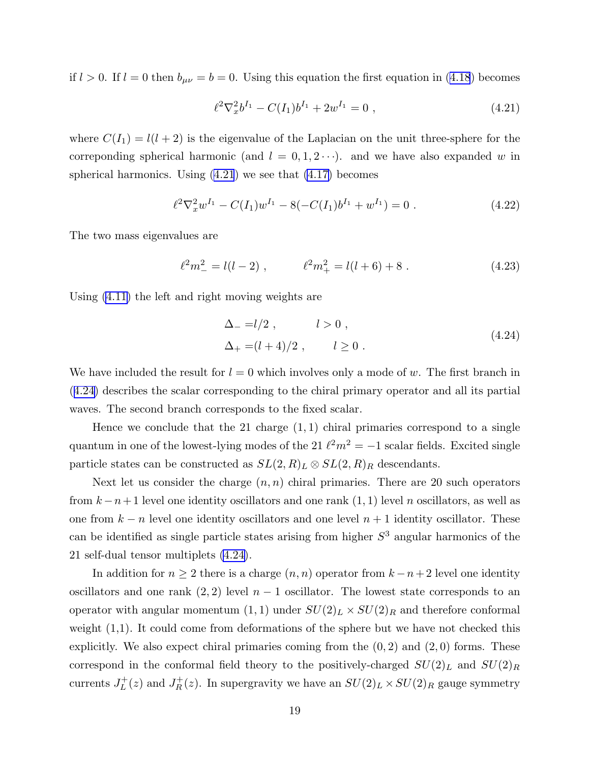if $l > 0$. If $l = 0$ then $b_{\mu\nu} = b = 0$. Using this equation the first equation in (4.18) becomes

$$\ell^2 \nabla_x^2 b^{I_1} - C(I_1) b^{I_1} + 2w^{I_1} = 0 \ , \tag{4.21}$$

where $C(I_1) = l(l+2)$ is the eigenvalue of the Laplacian on the unit three-sphere for the correponding spherical harmonic (and $l = 0, 1, 2 \cdots$). and we have also expanded $w$ in spherical harmonics. Using (4.21) we see that (4.17) becomes

$$\ell^2 \nabla_x^2 w^{I_1} - C(I_1) w^{I_1} - 8(-C(I_1) b^{I_1} + w^{I_1}) = 0 \ . \tag{4.22}$$

The two mass eigenvalues are

$$\ell^2 m_-^2 = l(l-2) \ , \qquad \ell^2 m_+^2 = l(l+6) + 8 \ . \tag{4.23}$$

Using (4.11) the left and right moving weights are

$$\begin{aligned} \Delta_- &= l/2 \ , \qquad l > 0 \ , \\ \Delta_+ &= (l+4)/2 \ , \qquad l \geq 0 \ . \end{aligned} \tag{4.24}$$

We have included the result for $l = 0$ which involves only a mode of $w$. The first branch in (4.24) describes the scalar corresponding to the chiral primary operator and all its partial waves. The second branch corresponds to the fixed scalar.

Hence we conclude that the 21 charge $(1,1)$ chiral primaries correspond to a single quantum in one of the lowest-lying modes of the 21 $\ell^2 m^2 = -1$ scalar fields. Excited single particle states can be constructed as $SL(2,R)_L \otimes SL(2,R)_R$ descendants.

Next let us consider the charge $(n,n)$ chiral primaries. There are 20 such operators from $k-n+1$ level one identity oscillators and one rank $(1,1)$ level $n$ oscillators, as well as one from $k-n$ level one identity oscillators and one level $n+1$ identity oscillator. These can be identified as single particle states arising from higher $S^3$ angular harmonics of the 21 self-dual tensor multiplets (4.24).

In addition for $n \geq 2$ there is a charge $(n,n)$ operator from $k-n+2$ level one identity oscillators and one rank $(2,2)$ level $n-1$ oscillator. The lowest state corresponds to an operator with angular momentum $(1,1)$ under $SU(2)_L \times SU(2)_R$ and therefore conformal weight (1,1). It could come from deformations of the sphere but we have not checked this explicitly. We also expect chiral primaries coming from the $(0,2)$ and $(2,0)$ forms. These correspond in the conformal field theory to the positively-charged $SU(2)_L$ and $SU(2)_R$ currents $J_L^+(z)$ and $J_R^+(z)$. In supergravity we have an $SU(2)_L \times SU(2)_R$ gauge symmetry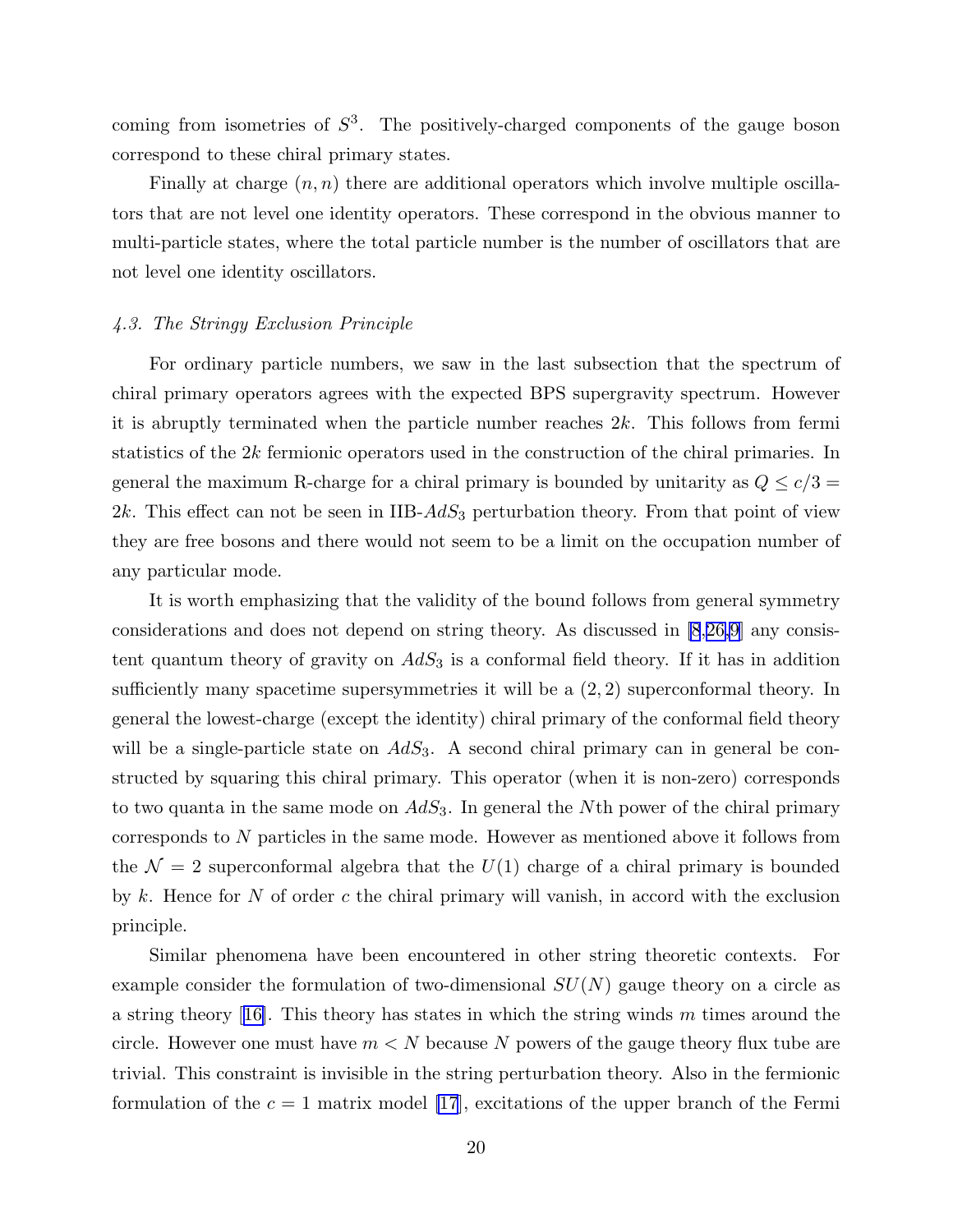coming from isometries of $S^3$. The positively-charged components of the gauge boson correspond to these chiral primary states.

Finally at charge $(n, n)$ there are additional operators which involve multiple oscillators that are not level one identity operators. These correspond in the obvious manner to multi-particle states, where the total particle number is the number of oscillators that are not level one identity oscillators.

### *4.3. The Stringy Exclusion Principle*

For ordinary particle numbers, we saw in the last subsection that the spectrum of chiral primary operators agrees with the expected BPS supergravity spectrum. However it is abruptly terminated when the particle number reaches $2k$. This follows from fermi statistics of the $2k$ fermionic operators used in the construction of the chiral primaries. In general the maximum R-charge for a chiral primary is bounded by unitarity as $Q \leq c/3 = 2k$. This effect can not be seen in IIB-$AdS_3$ perturbation theory. From that point of view they are free bosons and there would not seem to be a limit on the occupation number of any particular mode.

It is worth emphasizing that the validity of the bound follows from general symmetry considerations and does not depend on string theory. As discussed in [8,26,9] any consistent quantum theory of gravity on $AdS_3$ is a conformal field theory. If it has in addition sufficiently many spacetime supersymmetries it will be a $(2, 2)$ superconformal theory. In general the lowest-charge (except the identity) chiral primary of the conformal field theory will be a single-particle state on $AdS_3$. A second chiral primary can in general be constructed by squaring this chiral primary. This operator (when it is non-zero) corresponds to two quanta in the same mode on $AdS_3$. In general the $N$th power of the chiral primary corresponds to $N$ particles in the same mode. However as mentioned above it follows from the $\mathcal{N} = 2$ superconformal algebra that the $U(1)$ charge of a chiral primary is bounded by $k$. Hence for $N$ of order $c$ the chiral primary will vanish, in accord with the exclusion principle.

Similar phenomena have been encountered in other string theoretic contexts. For example consider the formulation of two-dimensional $SU(N)$ gauge theory on a circle as a string theory [16]. This theory has states in which the string winds $m$ times around the circle. However one must have $m < N$ because $N$ powers of the gauge theory flux tube are trivial. This constraint is invisible in the string perturbation theory. Also in the fermionic formulation of the $c = 1$ matrix model [17], excitations of the upper branch of the Fermi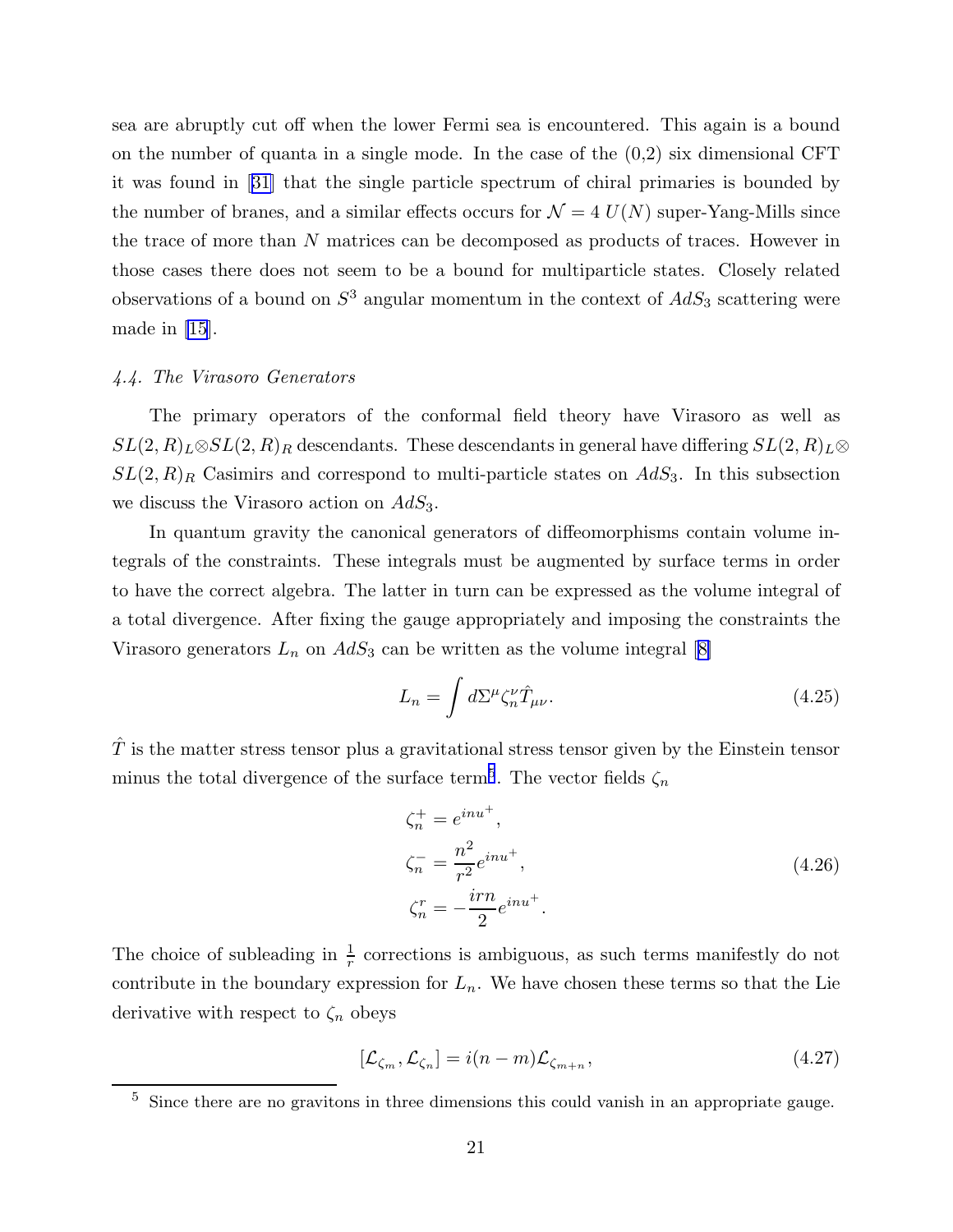sea are abruptly cut off when the lower Fermi sea is encountered. This again is a bound on the number of quanta in a single mode. In the case of the (0,2) six dimensional CFT it was found in [31] that the single particle spectrum of chiral primaries is bounded by the number of branes, and a similar effects occurs for $\mathcal{N} = 4$ $U(N)$ super-Yang-Mills since the trace of more than $N$ matrices can be decomposed as products of traces. However in those cases there does not seem to be a bound for multiparticle states. Closely related observations of a bound on $S^3$ angular momentum in the context of $AdS_3$ scattering were made in [15].

#### *4.4. The Virasoro Generators*

The primary operators of the conformal field theory have Virasoro as well as $SL(2,R)_L \otimes SL(2,R)_R$ descendants. These descendants in general have differing $SL(2,R)_L \otimes SL(2,R)_R$ Casimirs and correspond to multi-particle states on $AdS_3$. In this subsection we discuss the Virasoro action on $AdS_3$.

In quantum gravity the canonical generators of diffeomorphisms contain volume integrals of the constraints. These integrals must be augmented by surface terms in order to have the correct algebra. The latter in turn can be expressed as the volume integral of a total divergence. After fixing the gauge appropriately and imposing the constraints the Virasoro generators $L_n$ on $AdS_3$ can be written as the volume integral [8]

$$L_n = \int d\Sigma^\mu \zeta_n^\nu \hat{T}_{\mu\nu}. \tag{4.25}$$

$\hat{T}$ is the matter stress tensor plus a gravitational stress tensor given by the Einstein tensor minus the total divergence of the surface term[5]. The vector fields $\zeta_n$

$$\begin{aligned}
\zeta_n^+ &= e^{inu^+}, \\
\zeta_n^- &= \frac{n^2}{r^2} e^{inu^+}, \\
\zeta_n^r &= -\frac{irn}{2} e^{inu^+}.
\end{aligned} \tag{4.26}$$

The choice of subleading in $\frac{1}{r}$ corrections is ambiguous, as such terms manifestly do not contribute in the boundary expression for $L_n$. We have chosen these terms so that the Lie derivative with respect to $\zeta_n$ obeys

$$[\mathcal{L}_{\zeta_m}, \mathcal{L}_{\zeta_n}] = i(n-m)\mathcal{L}_{\zeta_{m+n}}, \tag{4.27}$$

[5] Since there are no gravitons in three dimensions this could vanish in an appropriate gauge.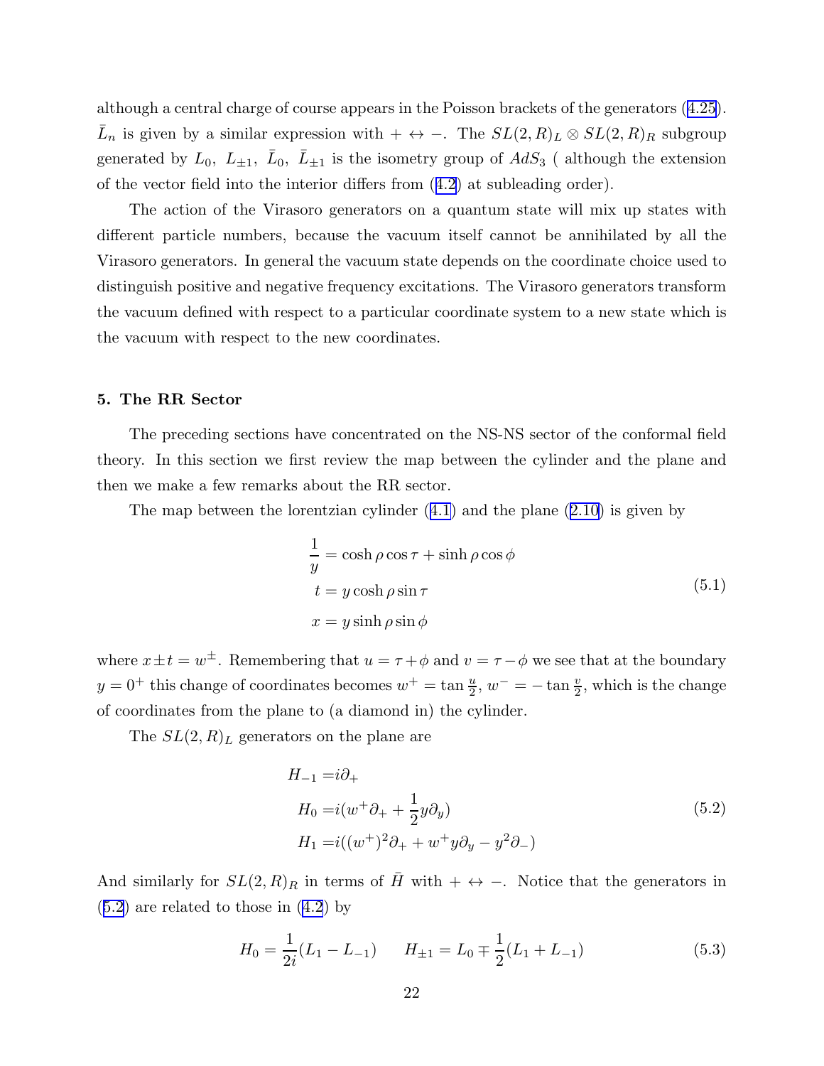although a central charge of course appears in the Poisson brackets of the generators (4.25). $\bar{L}_n$ is given by a similar expression with $+ \leftrightarrow -$. The $SL(2,R)_L \otimes SL(2,R)_R$ subgroup generated by $L_0,\ L_{\pm 1},\ \bar{L}_0,\ \bar{L}_{\pm 1}$ is the isometry group of $AdS_3$ ( although the extension of the vector field into the interior differs from (4.2) at subleading order).

The action of the Virasoro generators on a quantum state will mix up states with different particle numbers, because the vacuum itself cannot be annihilated by all the Virasoro generators. In general the vacuum state depends on the coordinate choice used to distinguish positive and negative frequency excitations. The Virasoro generators transform the vacuum defined with respect to a particular coordinate system to a new state which is the vacuum with respect to the new coordinates.

## 5. The RR Sector

The preceding sections have concentrated on the NS-NS sector of the conformal field theory. In this section we first review the map between the cylinder and the plane and then we make a few remarks about the RR sector.

The map between the lorentzian cylinder (4.1) and the plane (2.10) is given by

$$
\begin{aligned}
\frac{1}{y} &= \cosh\rho\cos\tau + \sinh\rho\cos\phi \\
t &= y\cosh\rho\sin\tau \\
x &= y\sinh\rho\sin\phi
\end{aligned}
\tag{5.1}
$$

where $x \pm t = w^{\pm}$. Remembering that $u = \tau + \phi$ and $v = \tau - \phi$ we see that at the boundary $y = 0^+$ this change of coordinates becomes $w^+ = \tan\frac{u}{2}$, $w^- = -\tan\frac{v}{2}$, which is the change of coordinates from the plane to (a diamond in) the cylinder.

The $SL(2,R)_L$ generators on the plane are

$$
\begin{aligned}
H_{-1} &= i\partial_+ \\
H_0 &= i(w^+\partial_+ + \frac{1}{2}y\partial_y) \\
H_1 &= i((w^+)^2\partial_+ + w^+ y\partial_y - y^2\partial_-)
\end{aligned}
\tag{5.2}
$$

And similarly for $SL(2,R)_R$ in terms of $\bar{H}$ with $+ \leftrightarrow -$. Notice that the generators in (5.2) are related to those in (4.2) by

$$
H_0 = \frac{1}{2i}(L_1 - L_{-1}) \qquad H_{\pm 1} = L_0 \mp \frac{1}{2}(L_1 + L_{-1})
\tag{5.3}
$$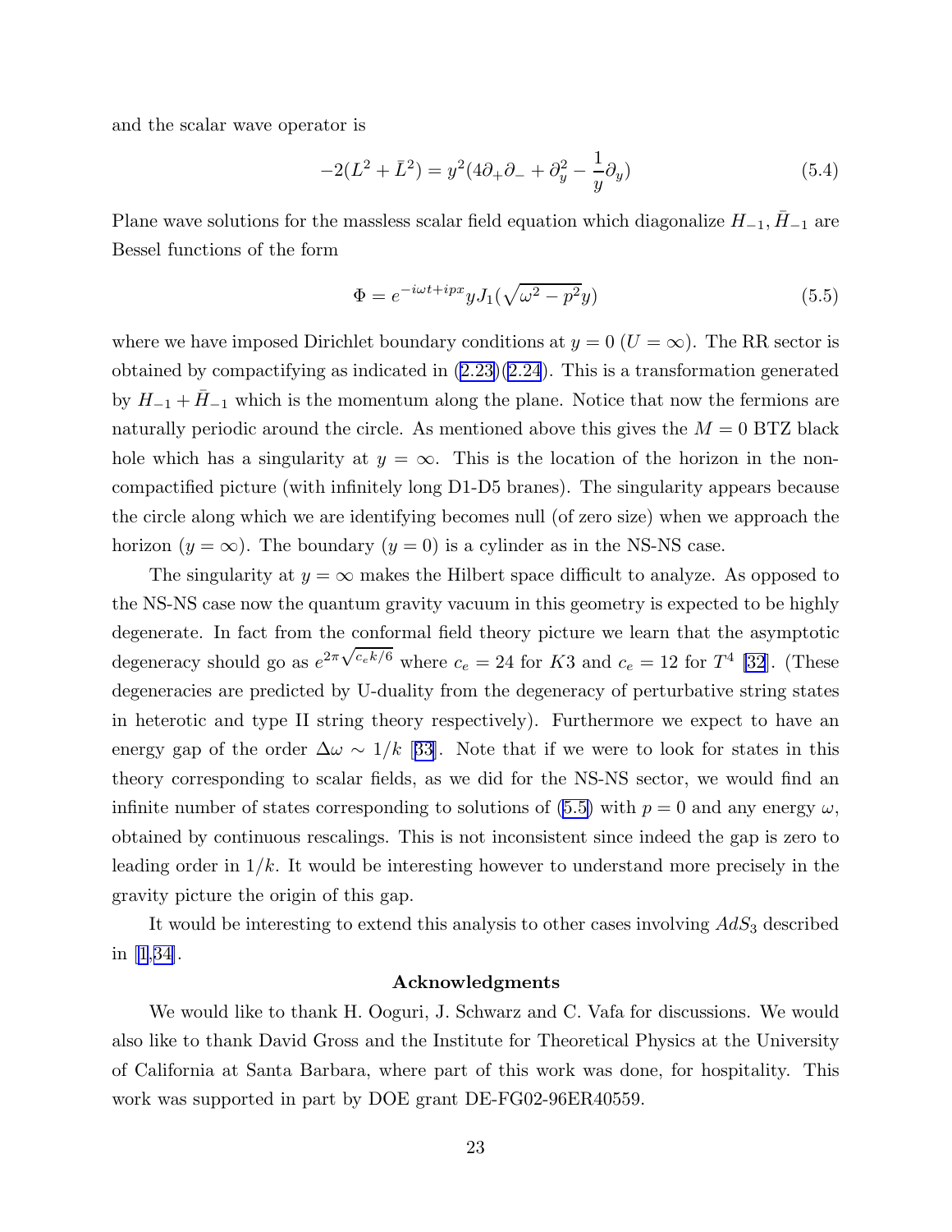and the scalar wave operator is

$$-2(L^2 + \bar{L}^2) = y^2(4\partial_+\partial_- + \partial_y^2 - \frac{1}{y}\partial_y) \tag{5.4}$$

Plane wave solutions for the massless scalar field equation which diagonalize $H_{-1}, \bar{H}_{-1}$ are Bessel functions of the form

$$\Phi = e^{-i\omega t + ipx} y J_1(\sqrt{\omega^2 - p^2}\, y) \tag{5.5}$$

where we have imposed Dirichlet boundary conditions at $y = 0$ ($U = \infty$). The RR sector is obtained by compactifying as indicated in (2.23)(2.24). This is a transformation generated by $H_{-1} + \bar{H}_{-1}$ which is the momentum along the plane. Notice that now the fermions are naturally periodic around the circle. As mentioned above this gives the $M = 0$ BTZ black hole which has a singularity at $y = \infty$. This is the location of the horizon in the non-compactified picture (with infinitely long D1-D5 branes). The singularity appears because the circle along which we are identifying becomes null (of zero size) when we approach the horizon ($y = \infty$). The boundary ($y = 0$) is a cylinder as in the NS-NS case.

The singularity at $y = \infty$ makes the Hilbert space difficult to analyze. As opposed to the NS-NS case now the quantum gravity vacuum in this geometry is expected to be highly degenerate. In fact from the conformal field theory picture we learn that the asymptotic degeneracy should go as $e^{2\pi\sqrt{c_e k/6}}$ where $c_e = 24$ for $K3$ and $c_e = 12$ for $T^4$ [32]. (These degeneracies are predicted by U-duality from the degeneracy of perturbative string states in heterotic and type II string theory respectively). Furthermore we expect to have an energy gap of the order $\Delta\omega \sim 1/k$ [33]. Note that if we were to look for states in this theory corresponding to scalar fields, as we did for the NS-NS sector, we would find an infinite number of states corresponding to solutions of (5.5) with $p = 0$ and any energy $\omega$, obtained by continuous rescalings. This is not inconsistent since indeed the gap is zero to leading order in $1/k$. It would be interesting however to understand more precisely in the gravity picture the origin of this gap.

It would be interesting to extend this analysis to other cases involving $AdS_3$ described in [1,34].

### Acknowledgments

We would like to thank H. Ooguri, J. Schwarz and C. Vafa for discussions. We would also like to thank David Gross and the Institute for Theoretical Physics at the University of California at Santa Barbara, where part of this work was done, for hospitality. This work was supported in part by DOE grant DE-FG02-96ER40559.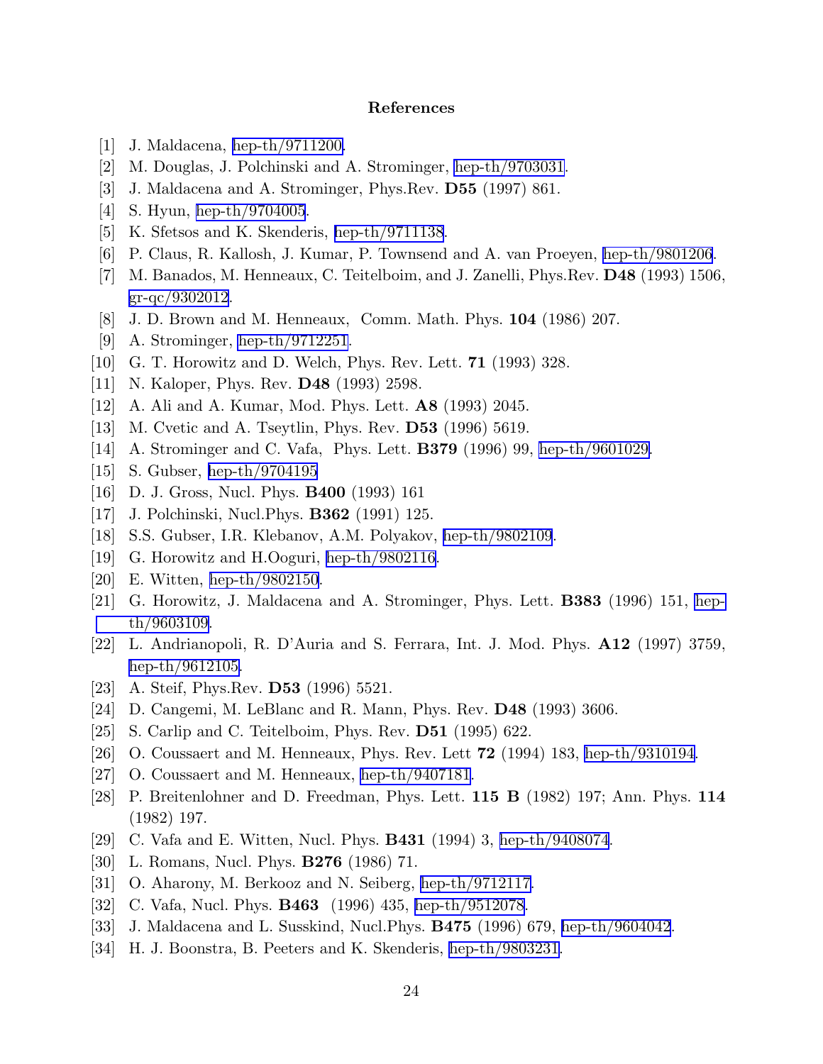## References

[1] J. Maldacena, hep-th/9711200.

[2] M. Douglas, J. Polchinski and A. Strominger, hep-th/9703031.

[3] J. Maldacena and A. Strominger, Phys.Rev. **D55** (1997) 861.

[4] S. Hyun, hep-th/9704005.

[5] K. Sfetsos and K. Skenderis, hep-th/9711138.

[6] P. Claus, R. Kallosh, J. Kumar, P. Townsend and A. van Proeyen, hep-th/9801206.

[7] M. Banados, M. Henneaux, C. Teitelboim, and J. Zanelli, Phys.Rev. **D48** (1993) 1506, gr-qc/9302012.

[8] J. D. Brown and M. Henneaux, Comm. Math. Phys. **104** (1986) 207.

[9] A. Strominger, hep-th/9712251.

[10] G. T. Horowitz and D. Welch, Phys. Rev. Lett. **71** (1993) 328.

[11] N. Kaloper, Phys. Rev. **D48** (1993) 2598.

[12] A. Ali and A. Kumar, Mod. Phys. Lett. **A8** (1993) 2045.

[13] M. Cvetic and A. Tseytlin, Phys. Rev. **D53** (1996) 5619.

[14] A. Strominger and C. Vafa, Phys. Lett. **B379** (1996) 99, hep-th/9601029.

[15] S. Gubser, hep-th/9704195

[16] D. J. Gross, Nucl. Phys. **B400** (1993) 161

[17] J. Polchinski, Nucl.Phys. **B362** (1991) 125.

[18] S.S. Gubser, I.R. Klebanov, A.M. Polyakov, hep-th/9802109.

[19] G. Horowitz and H.Ooguri, hep-th/9802116.

[20] E. Witten, hep-th/9802150.

[21] G. Horowitz, J. Maldacena and A. Strominger, Phys. Lett. **B383** (1996) 151, hep-th/9603109.

[22] L. Andrianopoli, R. D'Auria and S. Ferrara, Int. J. Mod. Phys. **A12** (1997) 3759, hep-th/9612105.

[23] A. Steif, Phys.Rev. **D53** (1996) 5521.

[24] D. Cangemi, M. LeBlanc and R. Mann, Phys. Rev. **D48** (1993) 3606.

[25] S. Carlip and C. Teitelboim, Phys. Rev. **D51** (1995) 622.

[26] O. Coussaert and M. Henneaux, Phys. Rev. Lett **72** (1994) 183, hep-th/9310194.

[27] O. Coussaert and M. Henneaux, hep-th/9407181.

[28] P. Breitenlohner and D. Freedman, Phys. Lett. **115 B** (1982) 197; Ann. Phys. **114** (1982) 197.

[29] C. Vafa and E. Witten, Nucl. Phys. **B431** (1994) 3, hep-th/9408074.

[30] L. Romans, Nucl. Phys. **B276** (1986) 71.

[31] O. Aharony, M. Berkooz and N. Seiberg, hep-th/9712117.

[32] C. Vafa, Nucl. Phys. **B463** (1996) 435, hep-th/9512078.

[33] J. Maldacena and L. Susskind, Nucl.Phys. **B475** (1996) 679, hep-th/9604042.

[34] H. J. Boonstra, B. Peeters and K. Skenderis, hep-th/9803231.